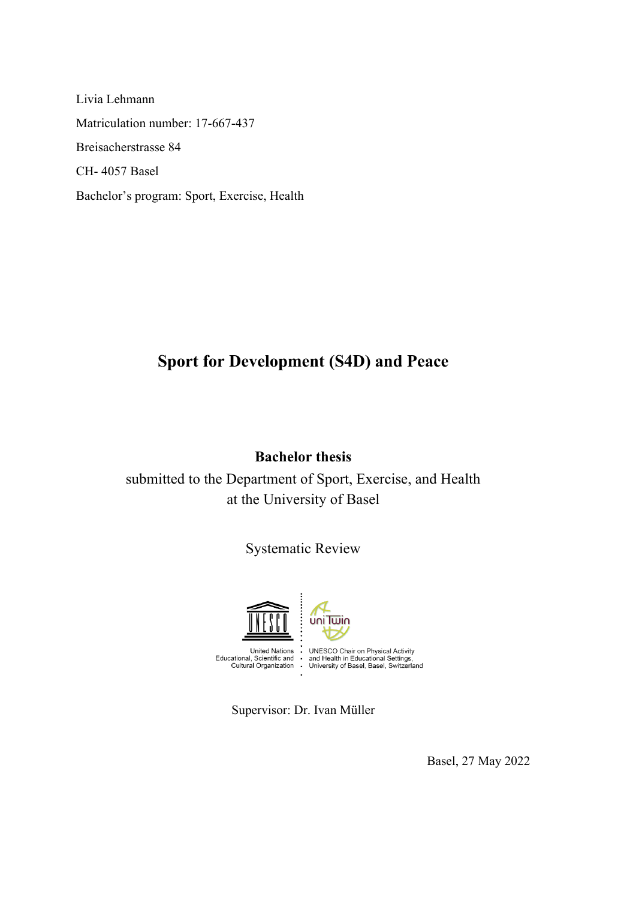Livia Lehmann

Matriculation number: 17-667-437

Breisacherstrasse 84

CH- 4057 Basel

Bachelor's program: Sport, Exercise, Health

# Sport for Development (S4D) and Peace

**Bachelor thesis**

submitted to the Department of Sport, Exercise, and Health
at the University of Basel

Systematic Review

United Nations Educational, Scientific and Cultural Organization

UNESCO Chair on Physical Activity and Health in Educational Settings, University of Basel, Basel, Switzerland

Supervisor: Dr. Ivan Müller

Basel, 27 May 2022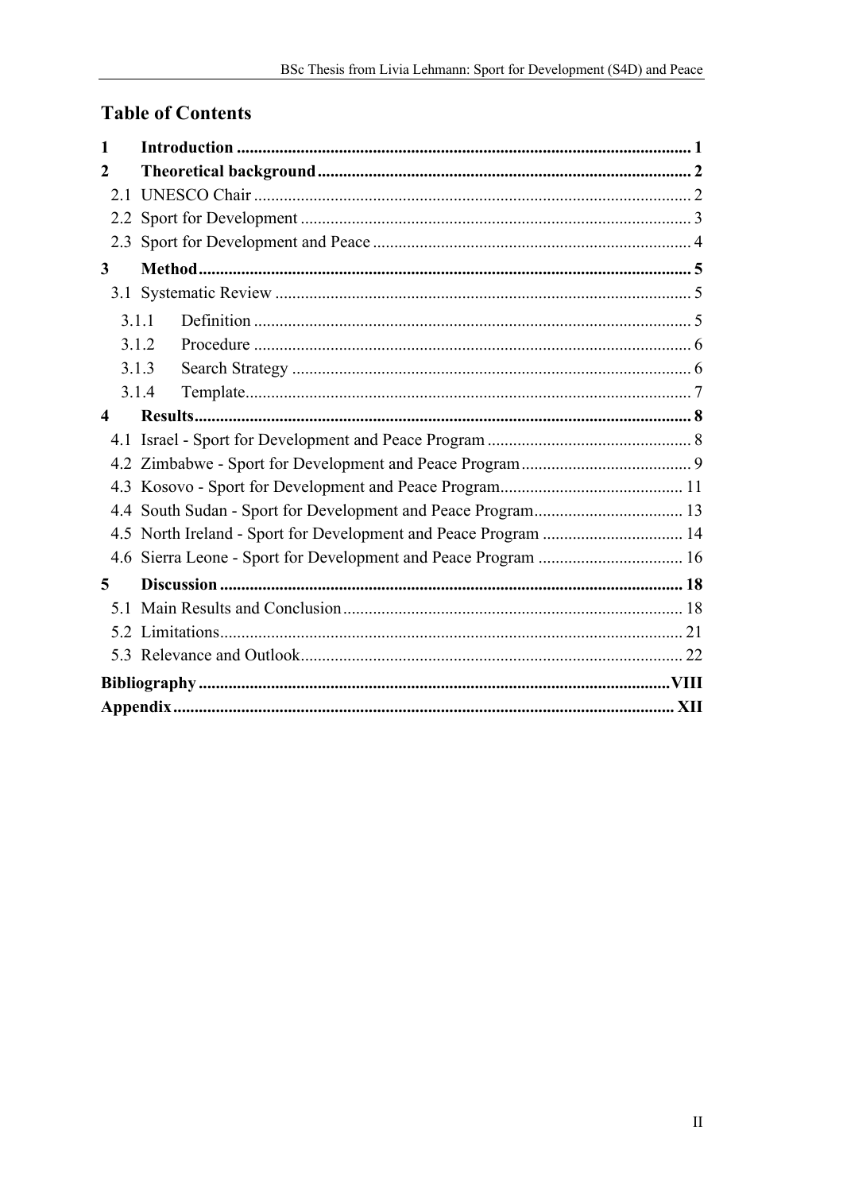# Table of Contents

1 **Introduction** ... 1

2 **Theoretical background** ... 2

- 2.1 UNESCO Chair ... 2
- 2.2 Sport for Development ... 3
- 2.3 Sport for Development and Peace ... 4

3 **Method** ... 5

- 3.1 Systematic Review ... 5
  - 3.1.1 Definition ... 5
  - 3.1.2 Procedure ... 6
  - 3.1.3 Search Strategy ... 6
  - 3.1.4 Template ... 7

4 **Results** ... 8

- 4.1 Israel - Sport for Development and Peace Program ... 8
- 4.2 Zimbabwe - Sport for Development and Peace Program ... 9
- 4.3 Kosovo - Sport for Development and Peace Program ... 11
- 4.4 South Sudan - Sport for Development and Peace Program ... 13
- 4.5 North Ireland - Sport for Development and Peace Program ... 14
- 4.6 Sierra Leone - Sport for Development and Peace Program ... 16

5 **Discussion** ... 18

- 5.1 Main Results and Conclusion ... 18
- 5.2 Limitations ... 21
- 5.3 Relevance and Outlook ... 22

**Bibliography** ... VIII

**Appendix** ... XII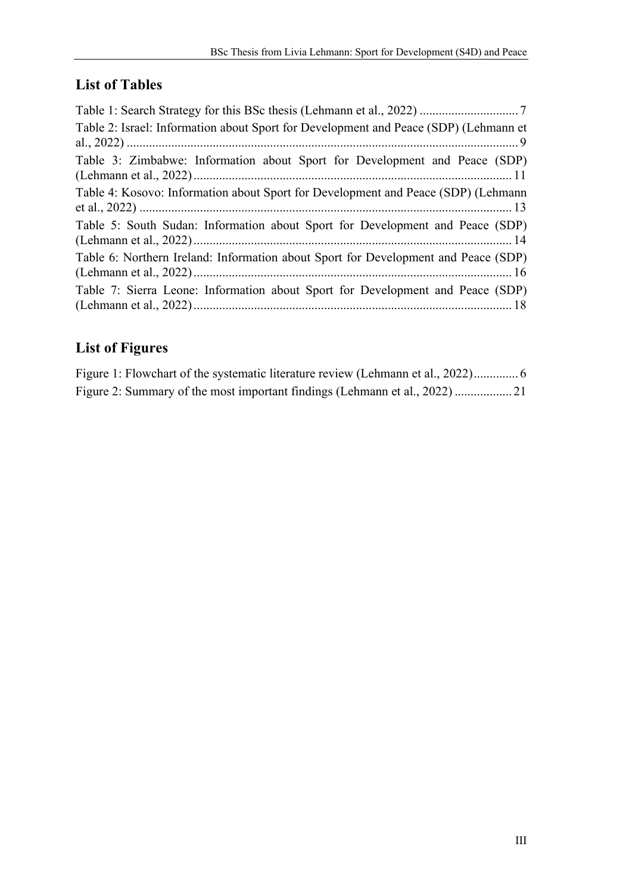## List of Tables

Table 1: Search Strategy for this BSc thesis (Lehmann et al., 2022) ............................... 7

Table 2: Israel: Information about Sport for Development and Peace (SDP) (Lehmann et al., 2022) ........................................................................................................................ 9

Table 3: Zimbabwe: Information about Sport for Development and Peace (SDP) (Lehmann et al., 2022) .................................................................................................. 11

Table 4: Kosovo: Information about Sport for Development and Peace (SDP) (Lehmann et al., 2022) ................................................................................................................... 13

Table 5: South Sudan: Information about Sport for Development and Peace (SDP) (Lehmann et al., 2022) .................................................................................................. 14

Table 6: Northern Ireland: Information about Sport for Development and Peace (SDP) (Lehmann et al., 2022) .................................................................................................. 16

Table 7: Sierra Leone: Information about Sport for Development and Peace (SDP) (Lehmann et al., 2022) .................................................................................................. 18

## List of Figures

Figure 1: Flowchart of the systematic literature review (Lehmann et al., 2022) .............. 6

Figure 2: Summary of the most important findings (Lehmann et al., 2022) .................. 21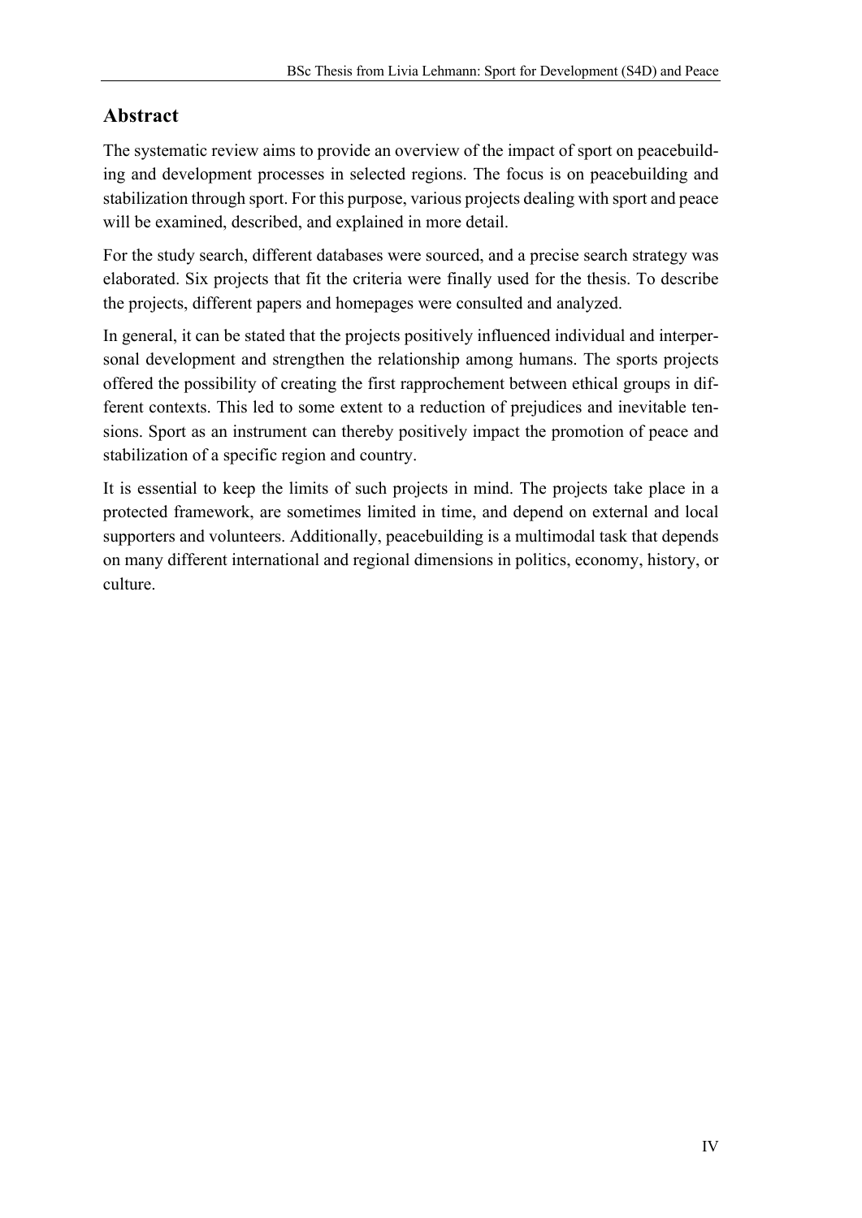## Abstract

The systematic review aims to provide an overview of the impact of sport on peacebuilding and development processes in selected regions. The focus is on peacebuilding and stabilization through sport. For this purpose, various projects dealing with sport and peace will be examined, described, and explained in more detail.

For the study search, different databases were sourced, and a precise search strategy was elaborated. Six projects that fit the criteria were finally used for the thesis. To describe the projects, different papers and homepages were consulted and analyzed.

In general, it can be stated that the projects positively influenced individual and interpersonal development and strengthen the relationship among humans. The sports projects offered the possibility of creating the first rapprochement between ethical groups in different contexts. This led to some extent to a reduction of prejudices and inevitable tensions. Sport as an instrument can thereby positively impact the promotion of peace and stabilization of a specific region and country.

It is essential to keep the limits of such projects in mind. The projects take place in a protected framework, are sometimes limited in time, and depend on external and local supporters and volunteers. Additionally, peacebuilding is a multimodal task that depends on many different international and regional dimensions in politics, economy, history, or culture.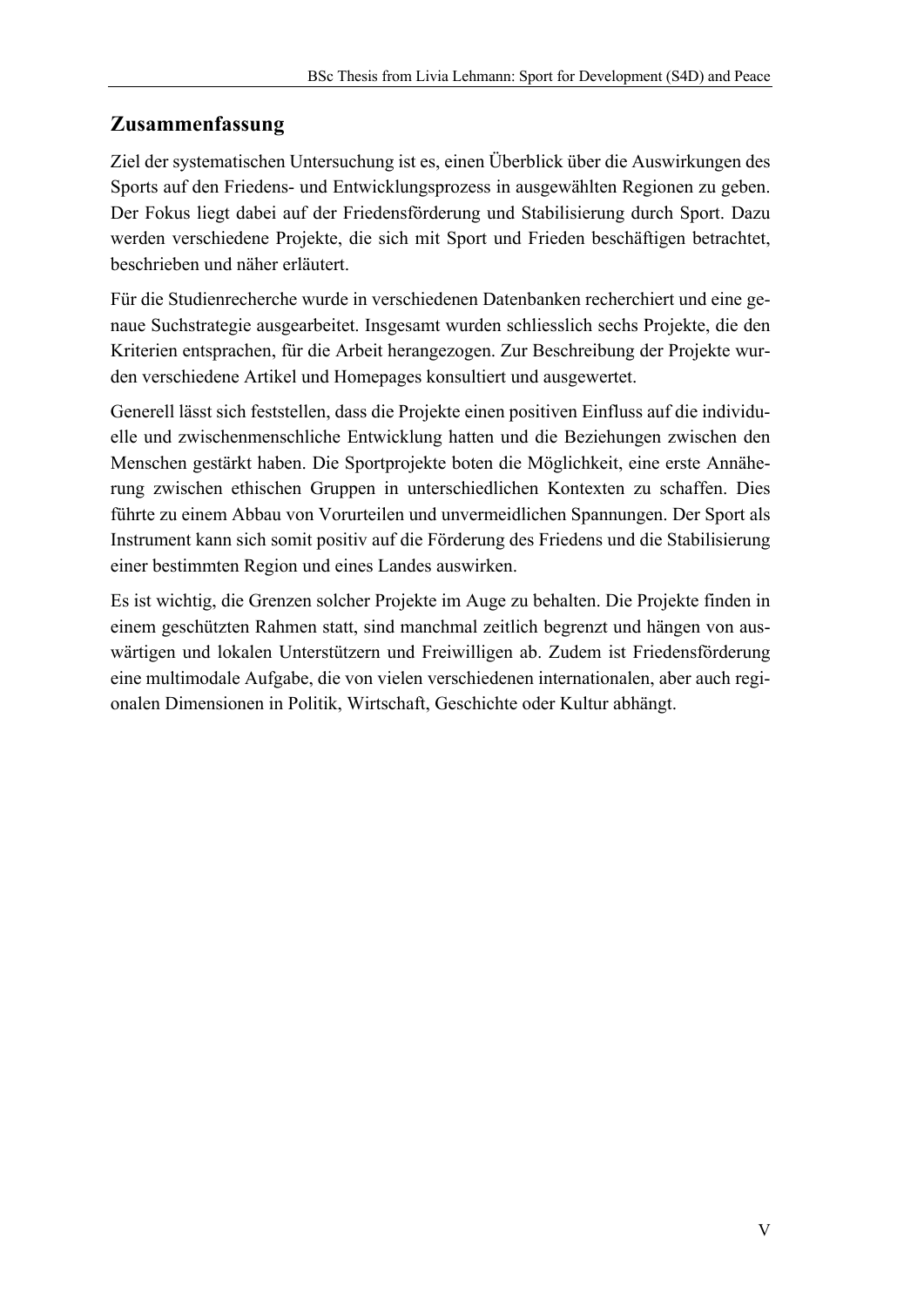## Zusammenfassung

Ziel der systematischen Untersuchung ist es, einen Überblick über die Auswirkungen des Sports auf den Friedens- und Entwicklungsprozess in ausgewählten Regionen zu geben. Der Fokus liegt dabei auf der Friedensförderung und Stabilisierung durch Sport. Dazu werden verschiedene Projekte, die sich mit Sport und Frieden beschäftigen betrachtet, beschrieben und näher erläutert.

Für die Studienrecherche wurde in verschiedenen Datenbanken recherchiert und eine genaue Suchstrategie ausgearbeitet. Insgesamt wurden schliesslich sechs Projekte, die den Kriterien entsprachen, für die Arbeit herangezogen. Zur Beschreibung der Projekte wurden verschiedene Artikel und Homepages konsultiert und ausgewertet.

Generell lässt sich feststellen, dass die Projekte einen positiven Einfluss auf die individuelle und zwischenmenschliche Entwicklung hatten und die Beziehungen zwischen den Menschen gestärkt haben. Die Sportprojekte boten die Möglichkeit, eine erste Annäherung zwischen ethischen Gruppen in unterschiedlichen Kontexten zu schaffen. Dies führte zu einem Abbau von Vorurteilen und unvermeidlichen Spannungen. Der Sport als Instrument kann sich somit positiv auf die Förderung des Friedens und die Stabilisierung einer bestimmten Region und eines Landes auswirken.

Es ist wichtig, die Grenzen solcher Projekte im Auge zu behalten. Die Projekte finden in einem geschützten Rahmen statt, sind manchmal zeitlich begrenzt und hängen von auswärtigen und lokalen Unterstützern und Freiwilligen ab. Zudem ist Friedensförderung eine multimodale Aufgabe, die von vielen verschiedenen internationalen, aber auch regionalen Dimensionen in Politik, Wirtschaft, Geschichte oder Kultur abhängt.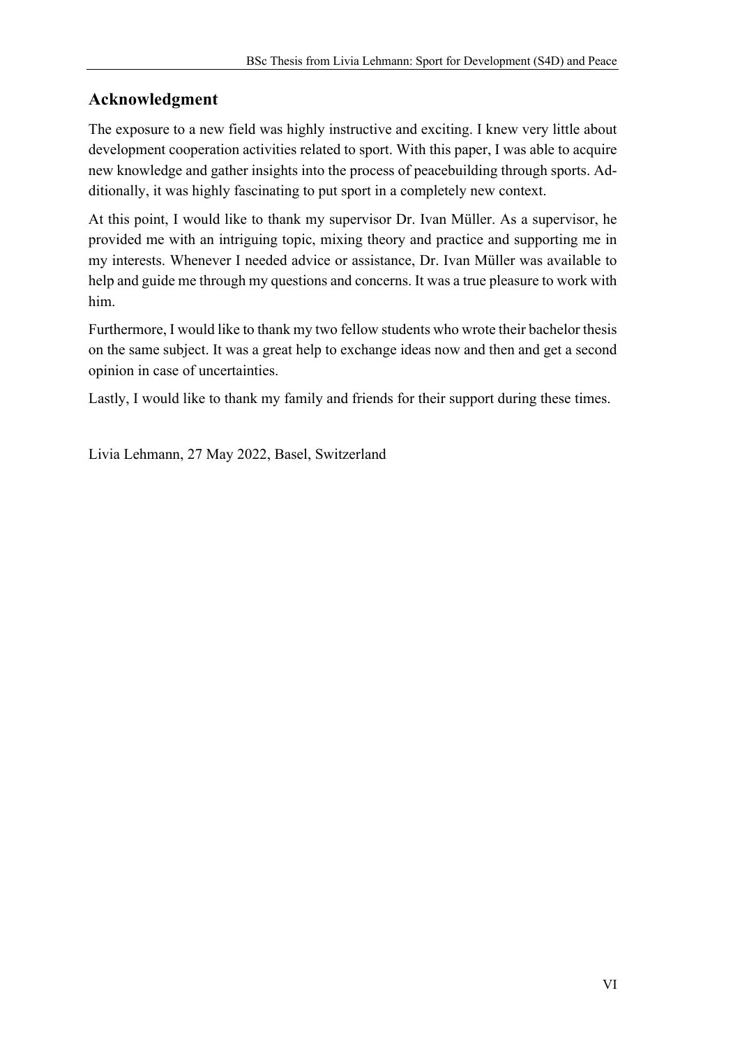## Acknowledgment

The exposure to a new field was highly instructive and exciting. I knew very little about development cooperation activities related to sport. With this paper, I was able to acquire new knowledge and gather insights into the process of peacebuilding through sports. Additionally, it was highly fascinating to put sport in a completely new context.

At this point, I would like to thank my supervisor Dr. Ivan Müller. As a supervisor, he provided me with an intriguing topic, mixing theory and practice and supporting me in my interests. Whenever I needed advice or assistance, Dr. Ivan Müller was available to help and guide me through my questions and concerns. It was a true pleasure to work with him.

Furthermore, I would like to thank my two fellow students who wrote their bachelor thesis on the same subject. It was a great help to exchange ideas now and then and get a second opinion in case of uncertainties.

Lastly, I would like to thank my family and friends for their support during these times.

Livia Lehmann, 27 May 2022, Basel, Switzerland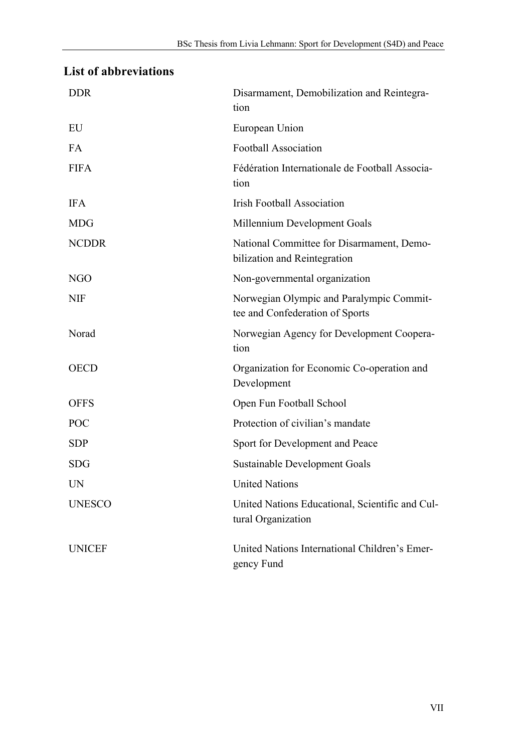## List of abbreviations

| | |
|---|---|
| DDR | Disarmament, Demobilization and Reintegration |
| EU | European Union |
| FA | Football Association |
| FIFA | Fédération Internationale de Football Association |
| IFA | Irish Football Association |
| MDG | Millennium Development Goals |
| NCDDR | National Committee for Disarmament, Demobilization and Reintegration |
| NGO | Non-governmental organization |
| NIF | Norwegian Olympic and Paralympic Committee and Confederation of Sports |
| Norad | Norwegian Agency for Development Cooperation |
| OECD | Organization for Economic Co-operation and Development |
| OFFS | Open Fun Football School |
| POC | Protection of civilian's mandate |
| SDP | Sport for Development and Peace |
| SDG | Sustainable Development Goals |
| UN | United Nations |
| UNESCO | United Nations Educational, Scientific and Cultural Organization |
| UNICEF | United Nations International Children's Emergency Fund |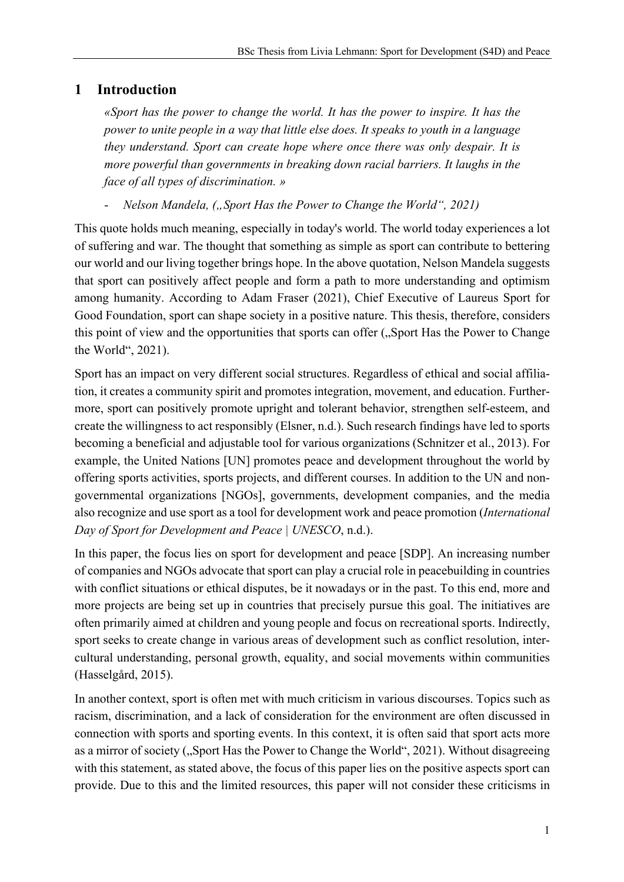# 1 Introduction

*«Sport has the power to change the world. It has the power to inspire. It has the power to unite people in a way that little else does. It speaks to youth in a language they understand. Sport can create hope where once there was only despair. It is more powerful than governments in breaking down racial barriers. It laughs in the face of all types of discrimination. »*

- *Nelson Mandela, („Sport Has the Power to Change the World“, 2021)*

This quote holds much meaning, especially in today's world. The world today experiences a lot of suffering and war. The thought that something as simple as sport can contribute to bettering our world and our living together brings hope. In the above quotation, Nelson Mandela suggests that sport can positively affect people and form a path to more understanding and optimism among humanity. According to Adam Fraser (2021), Chief Executive of Laureus Sport for Good Foundation, sport can shape society in a positive nature. This thesis, therefore, considers this point of view and the opportunities that sports can offer („Sport Has the Power to Change the World“, 2021).

Sport has an impact on very different social structures. Regardless of ethical and social affiliation, it creates a community spirit and promotes integration, movement, and education. Furthermore, sport can positively promote upright and tolerant behavior, strengthen self-esteem, and create the willingness to act responsibly (Elsner, n.d.). Such research findings have led to sports becoming a beneficial and adjustable tool for various organizations (Schnitzer et al., 2013). For example, the United Nations [UN] promotes peace and development throughout the world by offering sports activities, sports projects, and different courses. In addition to the UN and non-governmental organizations [NGOs], governments, development companies, and the media also recognize and use sport as a tool for development work and peace promotion (*International Day of Sport for Development and Peace | UNESCO*, n.d.).

In this paper, the focus lies on sport for development and peace [SDP]. An increasing number of companies and NGOs advocate that sport can play a crucial role in peacebuilding in countries with conflict situations or ethical disputes, be it nowadays or in the past. To this end, more and more projects are being set up in countries that precisely pursue this goal. The initiatives are often primarily aimed at children and young people and focus on recreational sports. Indirectly, sport seeks to create change in various areas of development such as conflict resolution, intercultural understanding, personal growth, equality, and social movements within communities (Hasselgård, 2015).

In another context, sport is often met with much criticism in various discourses. Topics such as racism, discrimination, and a lack of consideration for the environment are often discussed in connection with sports and sporting events. In this context, it is often said that sport acts more as a mirror of society („Sport Has the Power to Change the World“, 2021). Without disagreeing with this statement, as stated above, the focus of this paper lies on the positive aspects sport can provide. Due to this and the limited resources, this paper will not consider these criticisms in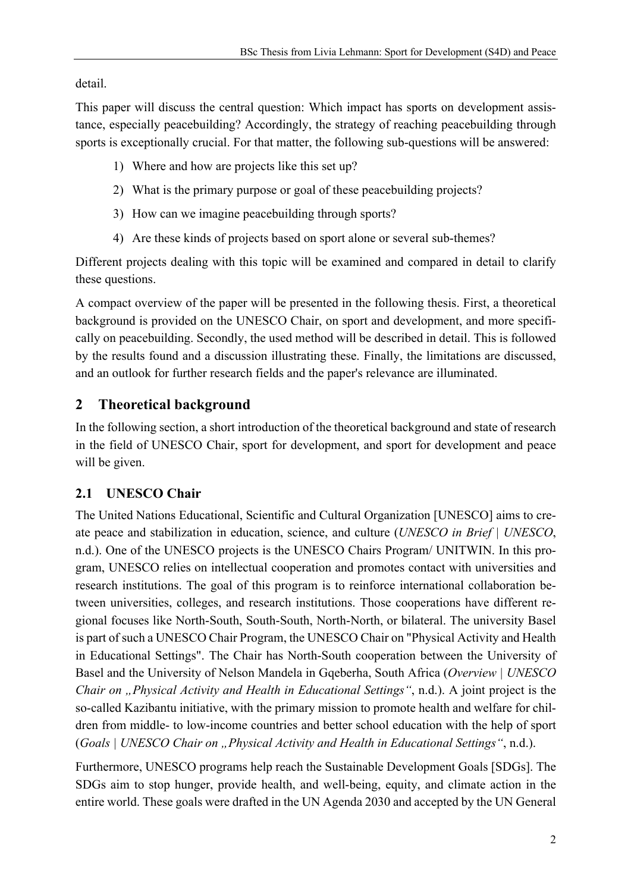detail.

This paper will discuss the central question: Which impact has sports on development assistance, especially peacebuilding? Accordingly, the strategy of reaching peacebuilding through sports is exceptionally crucial. For that matter, the following sub-questions will be answered:

1) Where and how are projects like this set up?
2) What is the primary purpose or goal of these peacebuilding projects?
3) How can we imagine peacebuilding through sports?
4) Are these kinds of projects based on sport alone or several sub-themes?

Different projects dealing with this topic will be examined and compared in detail to clarify these questions.

A compact overview of the paper will be presented in the following thesis. First, a theoretical background is provided on the UNESCO Chair, on sport and development, and more specifically on peacebuilding. Secondly, the used method will be described in detail. This is followed by the results found and a discussion illustrating these. Finally, the limitations are discussed, and an outlook for further research fields and the paper's relevance are illuminated.

## 2 Theoretical background

In the following section, a short introduction of the theoretical background and state of research in the field of UNESCO Chair, sport for development, and sport for development and peace will be given.

### 2.1 UNESCO Chair

The United Nations Educational, Scientific and Cultural Organization [UNESCO] aims to create peace and stabilization in education, science, and culture (*UNESCO in Brief | UNESCO*, n.d.). One of the UNESCO projects is the UNESCO Chairs Program/ UNITWIN. In this program, UNESCO relies on intellectual cooperation and promotes contact with universities and research institutions. The goal of this program is to reinforce international collaboration between universities, colleges, and research institutions. Those cooperations have different regional focuses like North-South, South-South, North-North, or bilateral. The university Basel is part of such a UNESCO Chair Program, the UNESCO Chair on "Physical Activity and Health in Educational Settings". The Chair has North-South cooperation between the University of Basel and the University of Nelson Mandela in Gqeberha, South Africa (*Overview | UNESCO Chair on „Physical Activity and Health in Educational Settings"*, n.d.). A joint project is the so-called Kazibantu initiative, with the primary mission to promote health and welfare for children from middle- to low-income countries and better school education with the help of sport (*Goals | UNESCO Chair on „Physical Activity and Health in Educational Settings"*, n.d.).

Furthermore, UNESCO programs help reach the Sustainable Development Goals [SDGs]. The SDGs aim to stop hunger, provide health, and well-being, equity, and climate action in the entire world. These goals were drafted in the UN Agenda 2030 and accepted by the UN General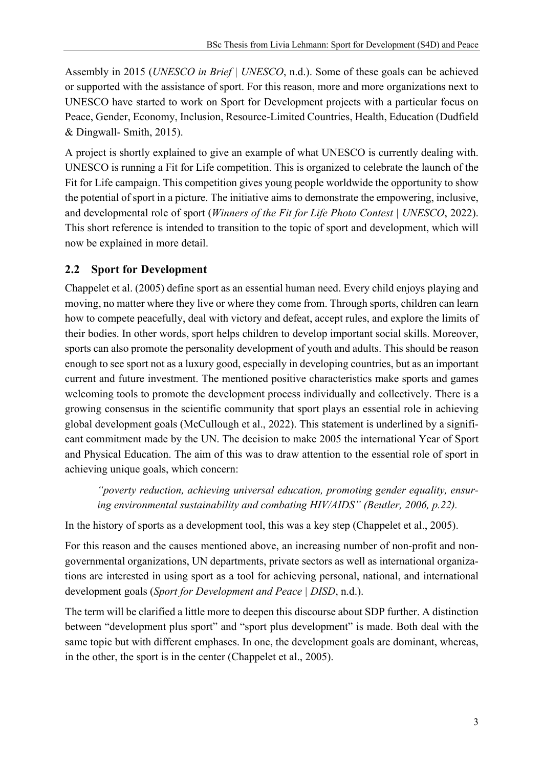Assembly in 2015 (*UNESCO in Brief | UNESCO*, n.d.). Some of these goals can be achieved or supported with the assistance of sport. For this reason, more and more organizations next to UNESCO have started to work on Sport for Development projects with a particular focus on Peace, Gender, Economy, Inclusion, Resource-Limited Countries, Health, Education (Dudfield & Dingwall- Smith, 2015).

A project is shortly explained to give an example of what UNESCO is currently dealing with. UNESCO is running a Fit for Life competition. This is organized to celebrate the launch of the Fit for Life campaign. This competition gives young people worldwide the opportunity to show the potential of sport in a picture. The initiative aims to demonstrate the empowering, inclusive, and developmental role of sport (*Winners of the Fit for Life Photo Contest | UNESCO*, 2022). This short reference is intended to transition to the topic of sport and development, which will now be explained in more detail.

## 2.2 Sport for Development

Chappelet et al. (2005) define sport as an essential human need. Every child enjoys playing and moving, no matter where they live or where they come from. Through sports, children can learn how to compete peacefully, deal with victory and defeat, accept rules, and explore the limits of their bodies. In other words, sport helps children to develop important social skills. Moreover, sports can also promote the personality development of youth and adults. This should be reason enough to see sport not as a luxury good, especially in developing countries, but as an important current and future investment. The mentioned positive characteristics make sports and games welcoming tools to promote the development process individually and collectively. There is a growing consensus in the scientific community that sport plays an essential role in achieving global development goals (McCullough et al., 2022). This statement is underlined by a significant commitment made by the UN. The decision to make 2005 the international Year of Sport and Physical Education. The aim of this was to draw attention to the essential role of sport in achieving unique goals, which concern:

> *"poverty reduction, achieving universal education, promoting gender equality, ensuring environmental sustainability and combating HIV/AIDS" (Beutler, 2006, p.22).*

In the history of sports as a development tool, this was a key step (Chappelet et al., 2005).

For this reason and the causes mentioned above, an increasing number of non-profit and non-governmental organizations, UN departments, private sectors as well as international organizations are interested in using sport as a tool for achieving personal, national, and international development goals (*Sport for Development and Peace | DISD*, n.d.).

The term will be clarified a little more to deepen this discourse about SDP further. A distinction between "development plus sport" and "sport plus development" is made. Both deal with the same topic but with different emphases. In one, the development goals are dominant, whereas, in the other, the sport is in the center (Chappelet et al., 2005).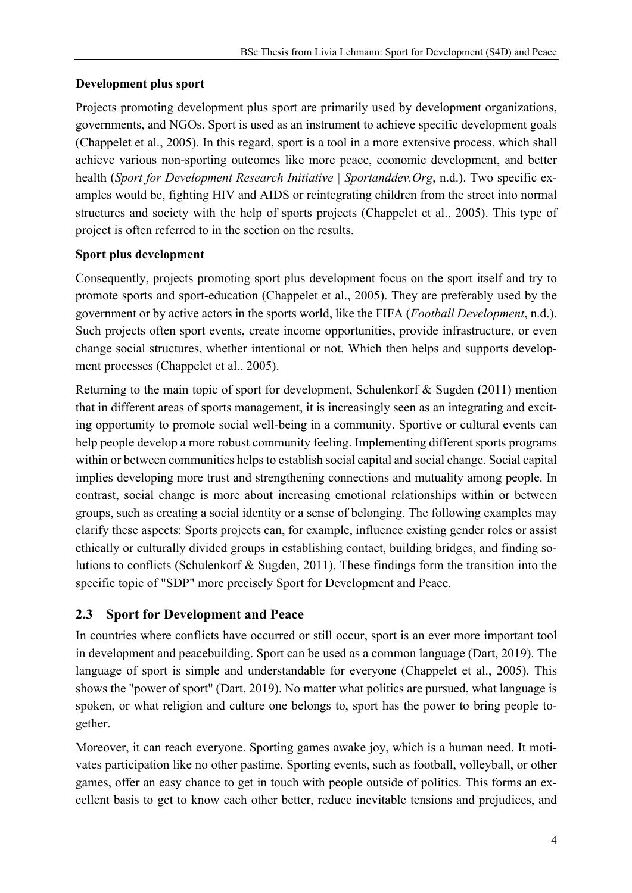**Development plus sport**

Projects promoting development plus sport are primarily used by development organizations, governments, and NGOs. Sport is used as an instrument to achieve specific development goals (Chappelet et al., 2005). In this regard, sport is a tool in a more extensive process, which shall achieve various non-sporting outcomes like more peace, economic development, and better health (*Sport for Development Research Initiative | Sportanddev.Org*, n.d.). Two specific examples would be, fighting HIV and AIDS or reintegrating children from the street into normal structures and society with the help of sports projects (Chappelet et al., 2005). This type of project is often referred to in the section on the results.

**Sport plus development**

Consequently, projects promoting sport plus development focus on the sport itself and try to promote sports and sport-education (Chappelet et al., 2005). They are preferably used by the government or by active actors in the sports world, like the FIFA (*Football Development*, n.d.). Such projects often sport events, create income opportunities, provide infrastructure, or even change social structures, whether intentional or not. Which then helps and supports development processes (Chappelet et al., 2005).

Returning to the main topic of sport for development, Schulenkorf & Sugden (2011) mention that in different areas of sports management, it is increasingly seen as an integrating and exciting opportunity to promote social well-being in a community. Sportive or cultural events can help people develop a more robust community feeling. Implementing different sports programs within or between communities helps to establish social capital and social change. Social capital implies developing more trust and strengthening connections and mutuality among people. In contrast, social change is more about increasing emotional relationships within or between groups, such as creating a social identity or a sense of belonging. The following examples may clarify these aspects: Sports projects can, for example, influence existing gender roles or assist ethically or culturally divided groups in establishing contact, building bridges, and finding solutions to conflicts (Schulenkorf & Sugden, 2011). These findings form the transition into the specific topic of "SDP" more precisely Sport for Development and Peace.

## 2.3 Sport for Development and Peace

In countries where conflicts have occurred or still occur, sport is an ever more important tool in development and peacebuilding. Sport can be used as a common language (Dart, 2019). The language of sport is simple and understandable for everyone (Chappelet et al., 2005). This shows the "power of sport" (Dart, 2019). No matter what politics are pursued, what language is spoken, or what religion and culture one belongs to, sport has the power to bring people together.

Moreover, it can reach everyone. Sporting games awake joy, which is a human need. It motivates participation like no other pastime. Sporting events, such as football, volleyball, or other games, offer an easy chance to get in touch with people outside of politics. This forms an excellent basis to get to know each other better, reduce inevitable tensions and prejudices, and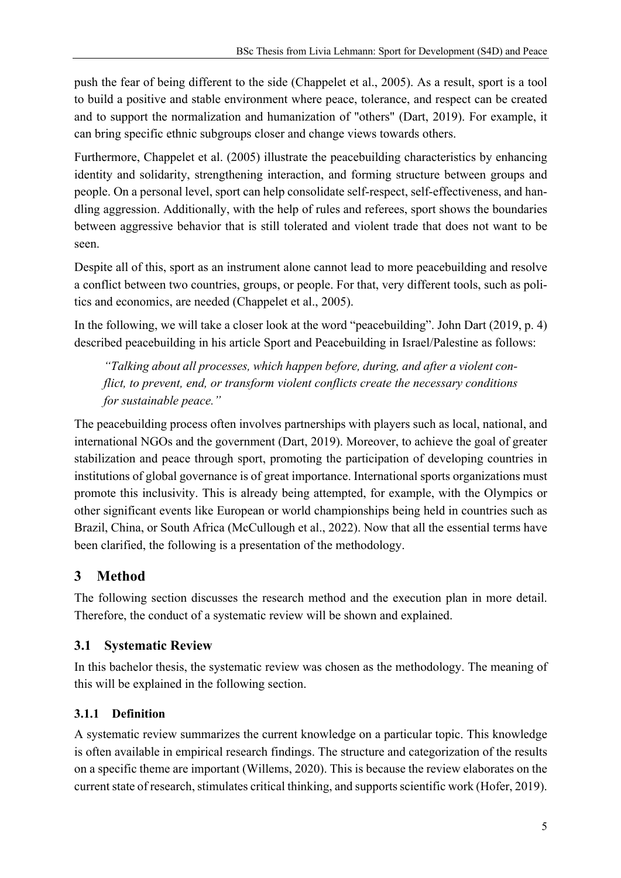push the fear of being different to the side (Chappelet et al., 2005). As a result, sport is a tool to build a positive and stable environment where peace, tolerance, and respect can be created and to support the normalization and humanization of "others" (Dart, 2019). For example, it can bring specific ethnic subgroups closer and change views towards others.

Furthermore, Chappelet et al. (2005) illustrate the peacebuilding characteristics by enhancing identity and solidarity, strengthening interaction, and forming structure between groups and people. On a personal level, sport can help consolidate self-respect, self-effectiveness, and handling aggression. Additionally, with the help of rules and referees, sport shows the boundaries between aggressive behavior that is still tolerated and violent trade that does not want to be seen.

Despite all of this, sport as an instrument alone cannot lead to more peacebuilding and resolve a conflict between two countries, groups, or people. For that, very different tools, such as politics and economics, are needed (Chappelet et al., 2005).

In the following, we will take a closer look at the word "peacebuilding". John Dart (2019, p. 4) described peacebuilding in his article Sport and Peacebuilding in Israel/Palestine as follows:

> *"Talking about all processes, which happen before, during, and after a violent conflict, to prevent, end, or transform violent conflicts create the necessary conditions for sustainable peace."*

The peacebuilding process often involves partnerships with players such as local, national, and international NGOs and the government (Dart, 2019). Moreover, to achieve the goal of greater stabilization and peace through sport, promoting the participation of developing countries in institutions of global governance is of great importance. International sports organizations must promote this inclusivity. This is already being attempted, for example, with the Olympics or other significant events like European or world championships being held in countries such as Brazil, China, or South Africa (McCullough et al., 2022). Now that all the essential terms have been clarified, the following is a presentation of the methodology.

# 3 Method

The following section discusses the research method and the execution plan in more detail. Therefore, the conduct of a systematic review will be shown and explained.

## 3.1 Systematic Review

In this bachelor thesis, the systematic review was chosen as the methodology. The meaning of this will be explained in the following section.

### 3.1.1 Definition

A systematic review summarizes the current knowledge on a particular topic. This knowledge is often available in empirical research findings. The structure and categorization of the results on a specific theme are important (Willems, 2020). This is because the review elaborates on the current state of research, stimulates critical thinking, and supports scientific work (Hofer, 2019).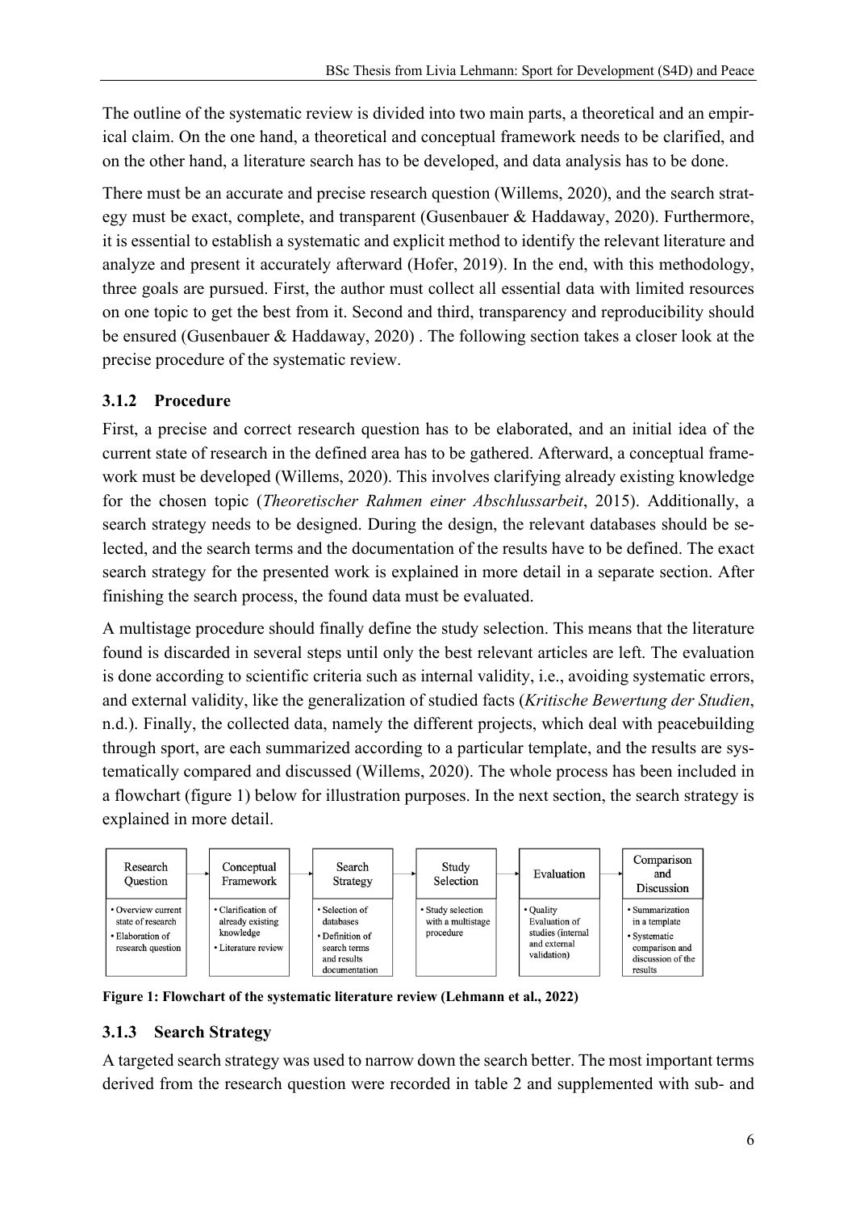The outline of the systematic review is divided into two main parts, a theoretical and an empirical claim. On the one hand, a theoretical and conceptual framework needs to be clarified, and on the other hand, a literature search has to be developed, and data analysis has to be done.

There must be an accurate and precise research question (Willems, 2020), and the search strategy must be exact, complete, and transparent (Gusenbauer & Haddaway, 2020). Furthermore, it is essential to establish a systematic and explicit method to identify the relevant literature and analyze and present it accurately afterward (Hofer, 2019). In the end, with this methodology, three goals are pursued. First, the author must collect all essential data with limited resources on one topic to get the best from it. Second and third, transparency and reproducibility should be ensured (Gusenbauer & Haddaway, 2020) . The following section takes a closer look at the precise procedure of the systematic review.

### 3.1.2 Procedure

First, a precise and correct research question has to be elaborated, and an initial idea of the current state of research in the defined area has to be gathered. Afterward, a conceptual framework must be developed (Willems, 2020). This involves clarifying already existing knowledge for the chosen topic (*Theoretischer Rahmen einer Abschlussarbeit*, 2015). Additionally, a search strategy needs to be designed. During the design, the relevant databases should be selected, and the search terms and the documentation of the results have to be defined. The exact search strategy for the presented work is explained in more detail in a separate section. After finishing the search process, the found data must be evaluated.

A multistage procedure should finally define the study selection. This means that the literature found is discarded in several steps until only the best relevant articles are left. The evaluation is done according to scientific criteria such as internal validity, i.e., avoiding systematic errors, and external validity, like the generalization of studied facts (*Kritische Bewertung der Studien*, n.d.). Finally, the collected data, namely the different projects, which deal with peacebuilding through sport, are each summarized according to a particular template, and the results are systematically compared and discussed (Willems, 2020). The whole process has been included in a flowchart (figure 1) below for illustration purposes. In the next section, the search strategy is explained in more detail.

| Research Question | Conceptual Framework | Search Strategy | Study Selection | Evaluation | Comparison and Discussion |
|---|---|---|---|---|---|
| • Overview current state of research<br>• Elaboration of research question | • Clarification of already existing knowledge<br>• Literature review | • Selection of databases<br>• Definition of search terms and results documentation | • Study selection with a multistage procedure | • Quality Evaluation of studies (internal and external validation) | • Summarization in a template<br>• Systematic comparison and discussion of the results |

**Figure 1: Flowchart of the systematic literature review (Lehmann et al., 2022)**

### 3.1.3 Search Strategy

A targeted search strategy was used to narrow down the search better. The most important terms derived from the research question were recorded in table 2 and supplemented with sub- and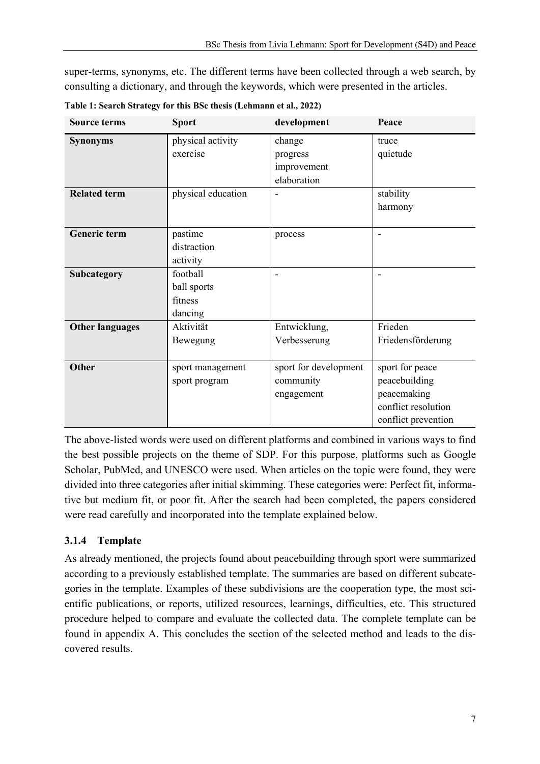super-terms, synonyms, etc. The different terms have been collected through a web search, by consulting a dictionary, and through the keywords, which were presented in the articles.

**Table 1: Search Strategy for this BSc thesis (Lehmann et al., 2022)**

| Source terms | Sport | development | Peace |
|---|---|---|---|
| **Synonyms** | physical activity<br>exercise | change<br>progress<br>improvement<br>elaboration | truce<br>quietude |
| **Related term** | physical education | - | stability<br>harmony |
| **Generic term** | pastime<br>distraction<br>activity | process | - |
| **Subcategory** | football<br>ball sports<br>fitness<br>dancing | - | - |
| **Other languages** | Aktivität<br>Bewegung | Entwicklung,<br>Verbesserung | Frieden<br>Friedensförderung |
| **Other** | sport management<br>sport program | sport for development<br>community<br>engagement | sport for peace<br>peacebuilding<br>peacemaking<br>conflict resolution<br>conflict prevention |

The above-listed words were used on different platforms and combined in various ways to find the best possible projects on the theme of SDP. For this purpose, platforms such as Google Scholar, PubMed, and UNESCO were used. When articles on the topic were found, they were divided into three categories after initial skimming. These categories were: Perfect fit, informative but medium fit, or poor fit. After the search had been completed, the papers considered were read carefully and incorporated into the template explained below.

### 3.1.4 Template

As already mentioned, the projects found about peacebuilding through sport were summarized according to a previously established template. The summaries are based on different subcategories in the template. Examples of these subdivisions are the cooperation type, the most scientific publications, or reports, utilized resources, learnings, difficulties, etc. This structured procedure helped to compare and evaluate the collected data. The complete template can be found in appendix A. This concludes the section of the selected method and leads to the discovered results.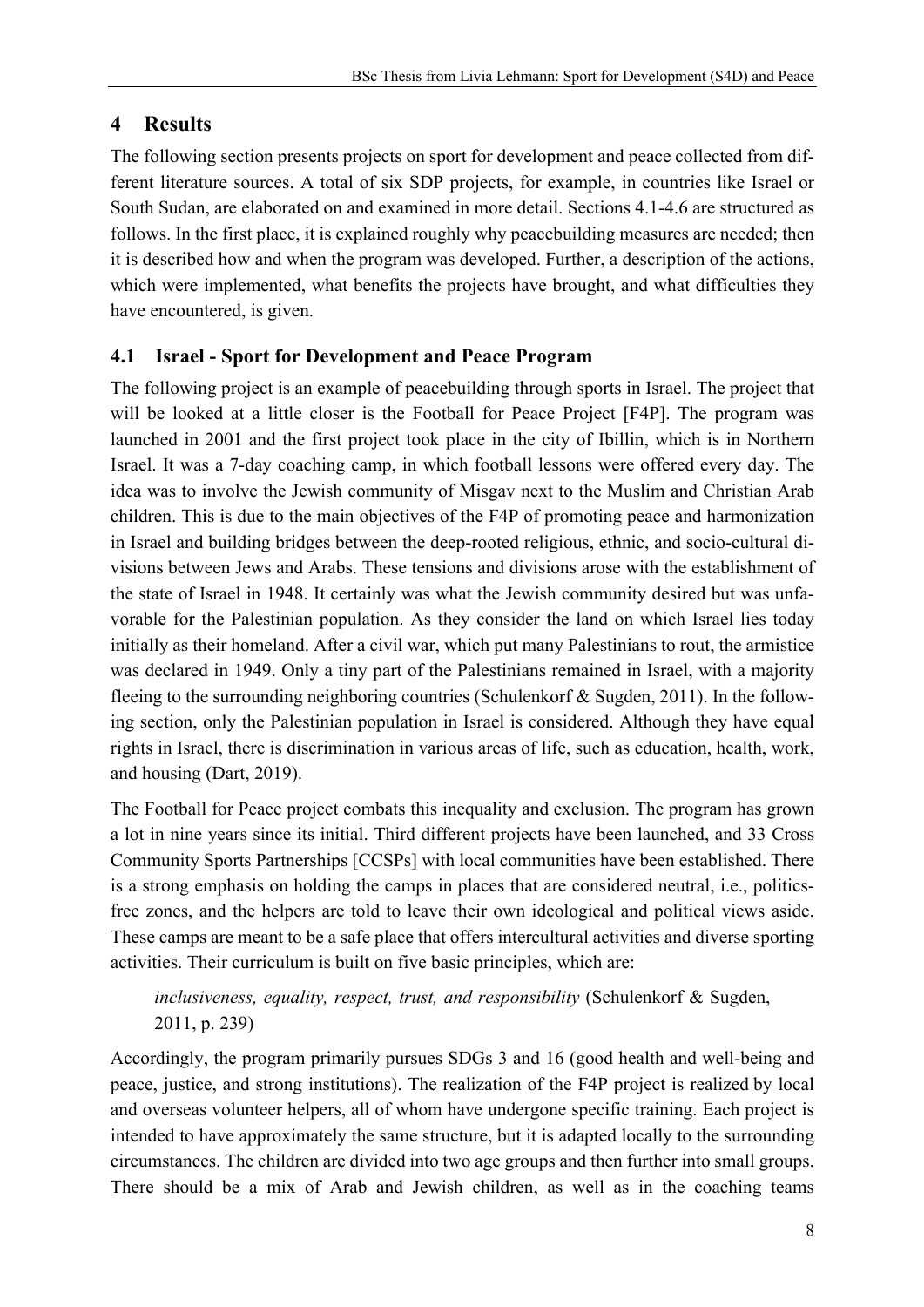# 4 Results

The following section presents projects on sport for development and peace collected from different literature sources. A total of six SDP projects, for example, in countries like Israel or South Sudan, are elaborated on and examined in more detail. Sections 4.1-4.6 are structured as follows. In the first place, it is explained roughly why peacebuilding measures are needed; then it is described how and when the program was developed. Further, a description of the actions, which were implemented, what benefits the projects have brought, and what difficulties they have encountered, is given.

## 4.1 Israel - Sport for Development and Peace Program

The following project is an example of peacebuilding through sports in Israel. The project that will be looked at a little closer is the Football for Peace Project [F4P]. The program was launched in 2001 and the first project took place in the city of Ibillin, which is in Northern Israel. It was a 7-day coaching camp, in which football lessons were offered every day. The idea was to involve the Jewish community of Misgav next to the Muslim and Christian Arab children. This is due to the main objectives of the F4P of promoting peace and harmonization in Israel and building bridges between the deep-rooted religious, ethnic, and socio-cultural divisions between Jews and Arabs. These tensions and divisions arose with the establishment of the state of Israel in 1948. It certainly was what the Jewish community desired but was unfavorable for the Palestinian population. As they consider the land on which Israel lies today initially as their homeland. After a civil war, which put many Palestinians to rout, the armistice was declared in 1949. Only a tiny part of the Palestinians remained in Israel, with a majority fleeing to the surrounding neighboring countries (Schulenkorf & Sugden, 2011). In the following section, only the Palestinian population in Israel is considered. Although they have equal rights in Israel, there is discrimination in various areas of life, such as education, health, work, and housing (Dart, 2019).

The Football for Peace project combats this inequality and exclusion. The program has grown a lot in nine years since its initial. Third different projects have been launched, and 33 Cross Community Sports Partnerships [CCSPs] with local communities have been established. There is a strong emphasis on holding the camps in places that are considered neutral, i.e., politics-free zones, and the helpers are told to leave their own ideological and political views aside. These camps are meant to be a safe place that offers intercultural activities and diverse sporting activities. Their curriculum is built on five basic principles, which are:

> *inclusiveness, equality, respect, trust, and responsibility* (Schulenkorf & Sugden, 2011, p. 239)

Accordingly, the program primarily pursues SDGs 3 and 16 (good health and well-being and peace, justice, and strong institutions). The realization of the F4P project is realized by local and overseas volunteer helpers, all of whom have undergone specific training. Each project is intended to have approximately the same structure, but it is adapted locally to the surrounding circumstances. The children are divided into two age groups and then further into small groups. There should be a mix of Arab and Jewish children, as well as in the coaching teams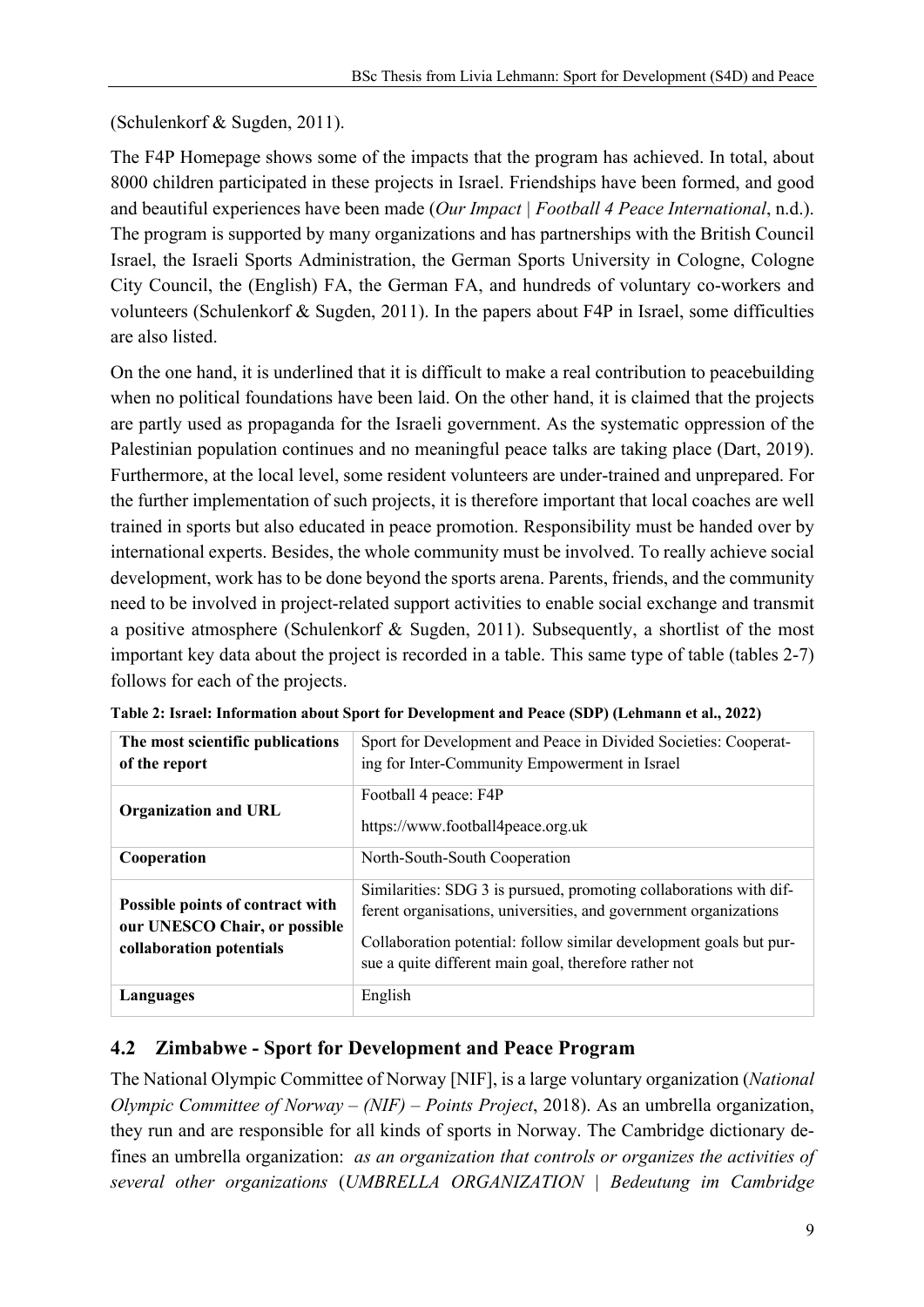(Schulenkorf & Sugden, 2011).

The F4P Homepage shows some of the impacts that the program has achieved. In total, about 8000 children participated in these projects in Israel. Friendships have been formed, and good and beautiful experiences have been made (*Our Impact | Football 4 Peace International*, n.d.). The program is supported by many organizations and has partnerships with the British Council Israel, the Israeli Sports Administration, the German Sports University in Cologne, Cologne City Council, the (English) FA, the German FA, and hundreds of voluntary co-workers and volunteers (Schulenkorf & Sugden, 2011). In the papers about F4P in Israel, some difficulties are also listed.

On the one hand, it is underlined that it is difficult to make a real contribution to peacebuilding when no political foundations have been laid. On the other hand, it is claimed that the projects are partly used as propaganda for the Israeli government. As the systematic oppression of the Palestinian population continues and no meaningful peace talks are taking place (Dart, 2019). Furthermore, at the local level, some resident volunteers are under-trained and unprepared. For the further implementation of such projects, it is therefore important that local coaches are well trained in sports but also educated in peace promotion. Responsibility must be handed over by international experts. Besides, the whole community must be involved. To really achieve social development, work has to be done beyond the sports arena. Parents, friends, and the community need to be involved in project-related support activities to enable social exchange and transmit a positive atmosphere (Schulenkorf & Sugden, 2011). Subsequently, a shortlist of the most important key data about the project is recorded in a table. This same type of table (tables 2-7) follows for each of the projects.

**Table 2: Israel: Information about Sport for Development and Peace (SDP) (Lehmann et al., 2022)**

| **The most scientific publications of the report** | Sport for Development and Peace in Divided Societies: Cooperating for Inter-Community Empowerment in Israel |
|---|---|
| **Organization and URL** | Football 4 peace: F4P<br>https://www.football4peace.org.uk |
| **Cooperation** | North-South-South Cooperation |
| **Possible points of contract with our UNESCO Chair, or possible collaboration potentials** | Similarities: SDG 3 is pursued, promoting collaborations with different organisations, universities, and government organizations<br>Collaboration potential: follow similar development goals but pursue a quite different main goal, therefore rather not |
| **Languages** | English |

## 4.2 Zimbabwe - Sport for Development and Peace Program

The National Olympic Committee of Norway [NIF], is a large voluntary organization (*National Olympic Committee of Norway – (NIF) – Points Project*, 2018). As an umbrella organization, they run and are responsible for all kinds of sports in Norway. The Cambridge dictionary defines an umbrella organization: *as an organization that controls or organizes the activities of several other organizations* (*UMBRELLA ORGANIZATION | Bedeutung im Cambridge*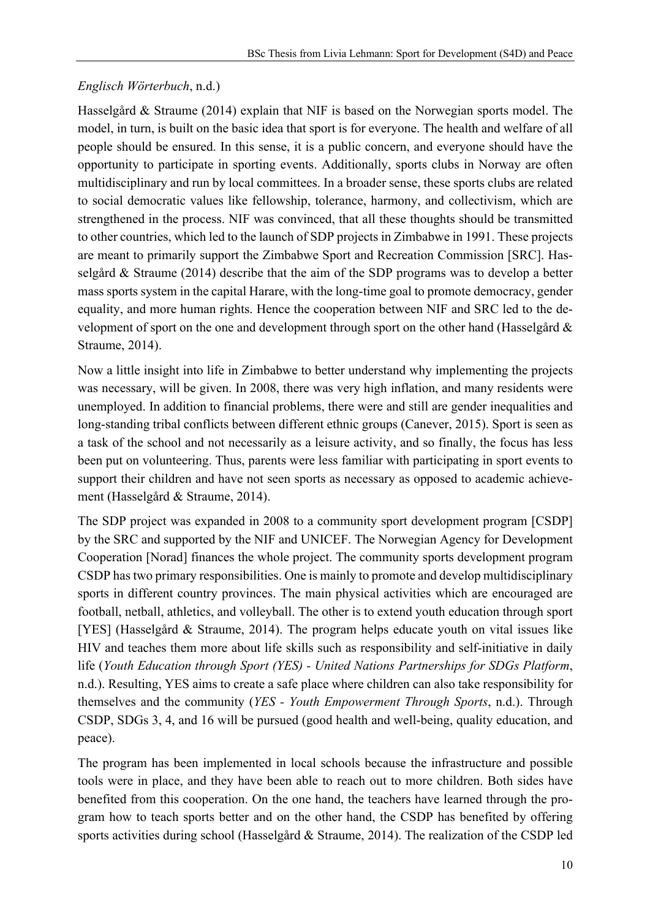*Englisch Wörterbuch*, n.d.)

Hasselgård & Straume (2014) explain that NIF is based on the Norwegian sports model. The model, in turn, is built on the basic idea that sport is for everyone. The health and welfare of all people should be ensured. In this sense, it is a public concern, and everyone should have the opportunity to participate in sporting events. Additionally, sports clubs in Norway are often multidisciplinary and run by local committees. In a broader sense, these sports clubs are related to social democratic values like fellowship, tolerance, harmony, and collectivism, which are strengthened in the process. NIF was convinced, that all these thoughts should be transmitted to other countries, which led to the launch of SDP projects in Zimbabwe in 1991. These projects are meant to primarily support the Zimbabwe Sport and Recreation Commission [SRC]. Hasselgård & Straume (2014) describe that the aim of the SDP programs was to develop a better mass sports system in the capital Harare, with the long-time goal to promote democracy, gender equality, and more human rights. Hence the cooperation between NIF and SRC led to the development of sport on the one and development through sport on the other hand (Hasselgård & Straume, 2014).

Now a little insight into life in Zimbabwe to better understand why implementing the projects was necessary, will be given. In 2008, there was very high inflation, and many residents were unemployed. In addition to financial problems, there were and still are gender inequalities and long-standing tribal conflicts between different ethnic groups (Canever, 2015). Sport is seen as a task of the school and not necessarily as a leisure activity, and so finally, the focus has less been put on volunteering. Thus, parents were less familiar with participating in sport events to support their children and have not seen sports as necessary as opposed to academic achievement (Hasselgård & Straume, 2014).

The SDP project was expanded in 2008 to a community sport development program [CSDP] by the SRC and supported by the NIF and UNICEF. The Norwegian Agency for Development Cooperation [Norad] finances the whole project. The community sports development program CSDP has two primary responsibilities. One is mainly to promote and develop multidisciplinary sports in different country provinces. The main physical activities which are encouraged are football, netball, athletics, and volleyball. The other is to extend youth education through sport [YES] (Hasselgård & Straume, 2014). The program helps educate youth on vital issues like HIV and teaches them more about life skills such as responsibility and self-initiative in daily life (*Youth Education through Sport (YES) - United Nations Partnerships for SDGs Platform*, n.d.). Resulting, YES aims to create a safe place where children can also take responsibility for themselves and the community (*YES - Youth Empowerment Through Sports*, n.d.). Through CSDP, SDGs 3, 4, and 16 will be pursued (good health and well-being, quality education, and peace).

The program has been implemented in local schools because the infrastructure and possible tools were in place, and they have been able to reach out to more children. Both sides have benefited from this cooperation. On the one hand, the teachers have learned through the program how to teach sports better and on the other hand, the CSDP has benefited by offering sports activities during school (Hasselgård & Straume, 2014). The realization of the CSDP led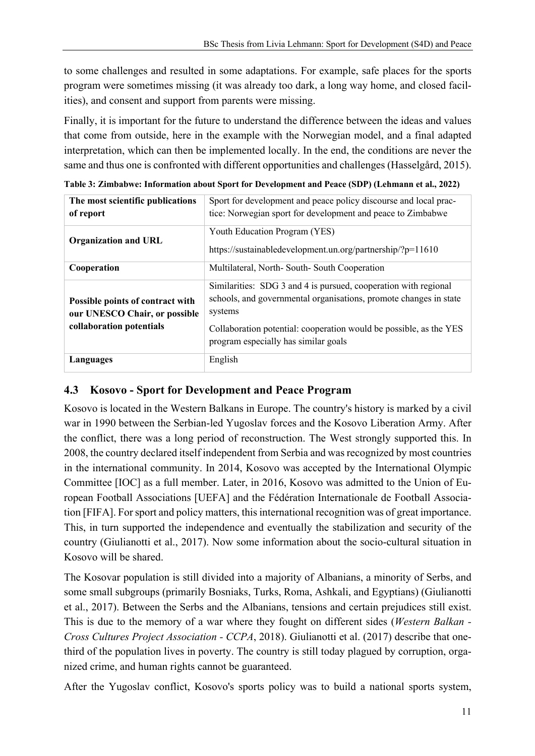to some challenges and resulted in some adaptations. For example, safe places for the sports program were sometimes missing (it was already too dark, a long way home, and closed facilities), and consent and support from parents were missing.

Finally, it is important for the future to understand the difference between the ideas and values that come from outside, here in the example with the Norwegian model, and a final adapted interpretation, which can then be implemented locally. In the end, the conditions are never the same and thus one is confronted with different opportunities and challenges (Hasselgård, 2015).

**Table 3: Zimbabwe: Information about Sport for Development and Peace (SDP) (Lehmann et al., 2022)**

| | |
|---|---|
| **The most scientific publications of report** | Sport for development and peace policy discourse and local practice: Norwegian sport for development and peace to Zimbabwe |
| **Organization and URL** | Youth Education Program (YES)<br>https://sustainabledevelopment.un.org/partnership/?p=11610 |
| **Cooperation** | Multilateral, North- South- South Cooperation |
| **Possible points of contract with our UNESCO Chair, or possible collaboration potentials** | Similarities: SDG 3 and 4 is pursued, cooperation with regional schools, and governmental organisations, promote changes in state systems<br>Collaboration potential: cooperation would be possible, as the YES program especially has similar goals |
| **Languages** | English |

## 4.3 Kosovo - Sport for Development and Peace Program

Kosovo is located in the Western Balkans in Europe. The country's history is marked by a civil war in 1990 between the Serbian-led Yugoslav forces and the Kosovo Liberation Army. After the conflict, there was a long period of reconstruction. The West strongly supported this. In 2008, the country declared itself independent from Serbia and was recognized by most countries in the international community. In 2014, Kosovo was accepted by the International Olympic Committee [IOC] as a full member. Later, in 2016, Kosovo was admitted to the Union of European Football Associations [UEFA] and the Fédération Internationale de Football Association [FIFA]. For sport and policy matters, this international recognition was of great importance. This, in turn supported the independence and eventually the stabilization and security of the country (Giulianotti et al., 2017). Now some information about the socio-cultural situation in Kosovo will be shared.

The Kosovar population is still divided into a majority of Albanians, a minority of Serbs, and some small subgroups (primarily Bosniaks, Turks, Roma, Ashkali, and Egyptians) (Giulianotti et al., 2017). Between the Serbs and the Albanians, tensions and certain prejudices still exist. This is due to the memory of a war where they fought on different sides (*Western Balkan - Cross Cultures Project Association - CCPA*, 2018). Giulianotti et al. (2017) describe that one-third of the population lives in poverty. The country is still today plagued by corruption, organized crime, and human rights cannot be guaranteed.

After the Yugoslav conflict, Kosovo's sports policy was to build a national sports system,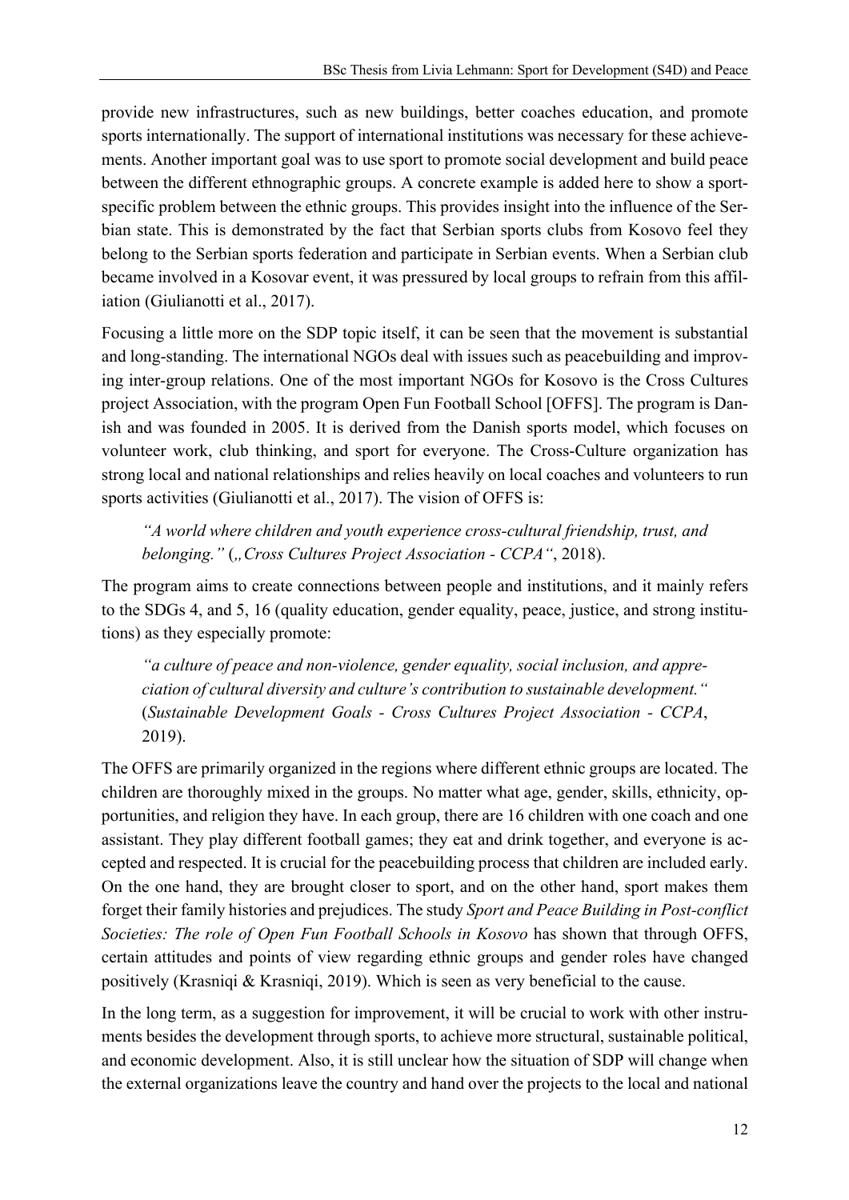provide new infrastructures, such as new buildings, better coaches education, and promote sports internationally. The support of international institutions was necessary for these achievements. Another important goal was to use sport to promote social development and build peace between the different ethnographic groups. A concrete example is added here to show a sport-specific problem between the ethnic groups. This provides insight into the influence of the Serbian state. This is demonstrated by the fact that Serbian sports clubs from Kosovo feel they belong to the Serbian sports federation and participate in Serbian events. When a Serbian club became involved in a Kosovar event, it was pressured by local groups to refrain from this affiliation (Giulianotti et al., 2017).

Focusing a little more on the SDP topic itself, it can be seen that the movement is substantial and long-standing. The international NGOs deal with issues such as peacebuilding and improving inter-group relations. One of the most important NGOs for Kosovo is the Cross Cultures project Association, with the program Open Fun Football School [OFFS]. The program is Danish and was founded in 2005. It is derived from the Danish sports model, which focuses on volunteer work, club thinking, and sport for everyone. The Cross-Culture organization has strong local and national relationships and relies heavily on local coaches and volunteers to run sports activities (Giulianotti et al., 2017). The vision of OFFS is:

> *"A world where children and youth experience cross-cultural friendship, trust, and belonging."* („*Cross Cultures Project Association - CCPA*", 2018).

The program aims to create connections between people and institutions, and it mainly refers to the SDGs 4, and 5, 16 (quality education, gender equality, peace, justice, and strong institutions) as they especially promote:

> *"a culture of peace and non-violence, gender equality, social inclusion, and appreciation of cultural diversity and culture's contribution to sustainable development."* (*Sustainable Development Goals - Cross Cultures Project Association - CCPA*, 2019).

The OFFS are primarily organized in the regions where different ethnic groups are located. The children are thoroughly mixed in the groups. No matter what age, gender, skills, ethnicity, opportunities, and religion they have. In each group, there are 16 children with one coach and one assistant. They play different football games; they eat and drink together, and everyone is accepted and respected. It is crucial for the peacebuilding process that children are included early. On the one hand, they are brought closer to sport, and on the other hand, sport makes them forget their family histories and prejudices. The study *Sport and Peace Building in Post-conflict Societies: The role of Open Fun Football Schools in Kosovo* has shown that through OFFS, certain attitudes and points of view regarding ethnic groups and gender roles have changed positively (Krasniqi & Krasniqi, 2019). Which is seen as very beneficial to the cause.

In the long term, as a suggestion for improvement, it will be crucial to work with other instruments besides the development through sports, to achieve more structural, sustainable political, and economic development. Also, it is still unclear how the situation of SDP will change when the external organizations leave the country and hand over the projects to the local and national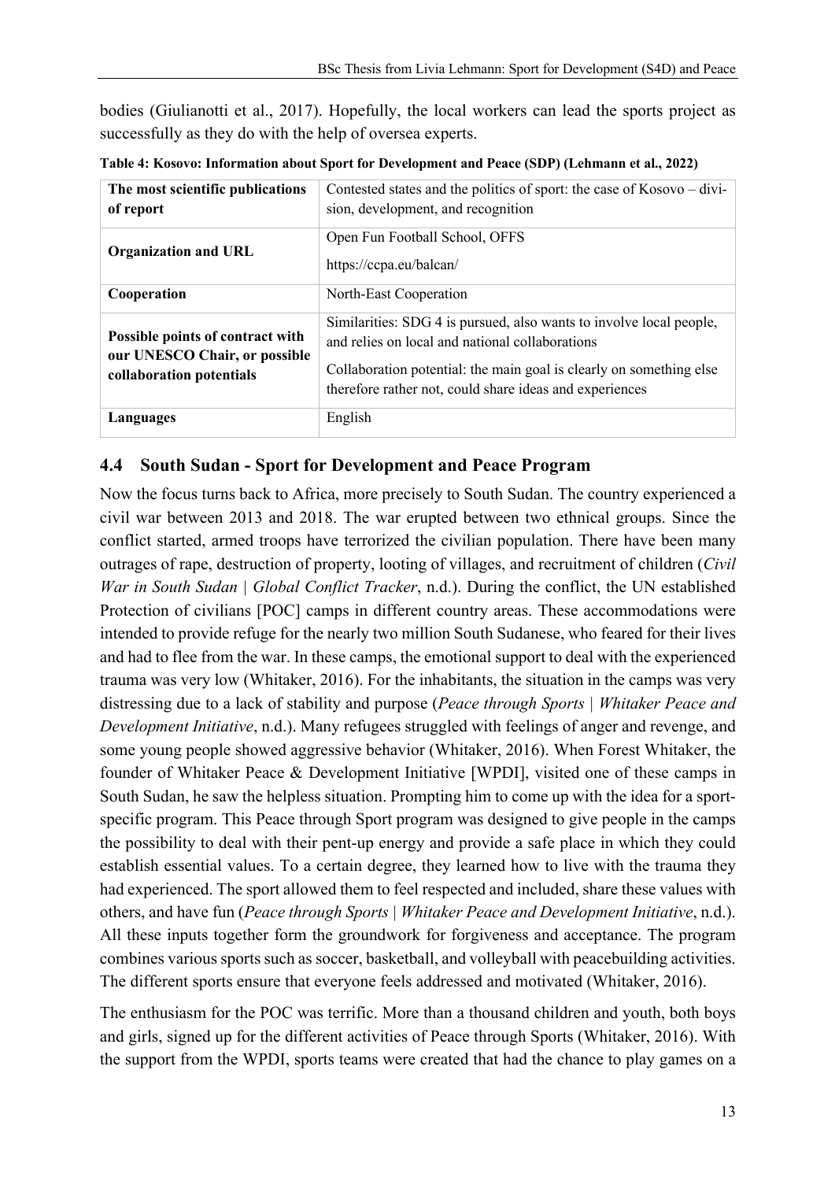bodies (Giulianotti et al., 2017). Hopefully, the local workers can lead the sports project as successfully as they do with the help of oversea experts.

**Table 4: Kosovo: Information about Sport for Development and Peace (SDP) (Lehmann et al., 2022)**

| | |
|---|---|
| **The most scientific publications of report** | Contested states and the politics of sport: the case of Kosovo – division, development, and recognition |
| **Organization and URL** | Open Fun Football School, OFFS<br>https://ccpa.eu/balcan/ |
| **Cooperation** | North-East Cooperation |
| **Possible points of contract with our UNESCO Chair, or possible collaboration potentials** | Similarities: SDG 4 is pursued, also wants to involve local people, and relies on local and national collaborations<br>Collaboration potential: the main goal is clearly on something else therefore rather not, could share ideas and experiences |
| **Languages** | English |

## 4.4 South Sudan - Sport for Development and Peace Program

Now the focus turns back to Africa, more precisely to South Sudan. The country experienced a civil war between 2013 and 2018. The war erupted between two ethnical groups. Since the conflict started, armed troops have terrorized the civilian population. There have been many outrages of rape, destruction of property, looting of villages, and recruitment of children (*Civil War in South Sudan | Global Conflict Tracker*, n.d.). During the conflict, the UN established Protection of civilians [POC] camps in different country areas. These accommodations were intended to provide refuge for the nearly two million South Sudanese, who feared for their lives and had to flee from the war. In these camps, the emotional support to deal with the experienced trauma was very low (Whitaker, 2016). For the inhabitants, the situation in the camps was very distressing due to a lack of stability and purpose (*Peace through Sports | Whitaker Peace and Development Initiative*, n.d.). Many refugees struggled with feelings of anger and revenge, and some young people showed aggressive behavior (Whitaker, 2016). When Forest Whitaker, the founder of Whitaker Peace & Development Initiative [WPDI], visited one of these camps in South Sudan, he saw the helpless situation. Prompting him to come up with the idea for a sport-specific program. This Peace through Sport program was designed to give people in the camps the possibility to deal with their pent-up energy and provide a safe place in which they could establish essential values. To a certain degree, they learned how to live with the trauma they had experienced. The sport allowed them to feel respected and included, share these values with others, and have fun (*Peace through Sports | Whitaker Peace and Development Initiative*, n.d.). All these inputs together form the groundwork for forgiveness and acceptance. The program combines various sports such as soccer, basketball, and volleyball with peacebuilding activities. The different sports ensure that everyone feels addressed and motivated (Whitaker, 2016).

The enthusiasm for the POC was terrific. More than a thousand children and youth, both boys and girls, signed up for the different activities of Peace through Sports (Whitaker, 2016). With the support from the WPDI, sports teams were created that had the chance to play games on a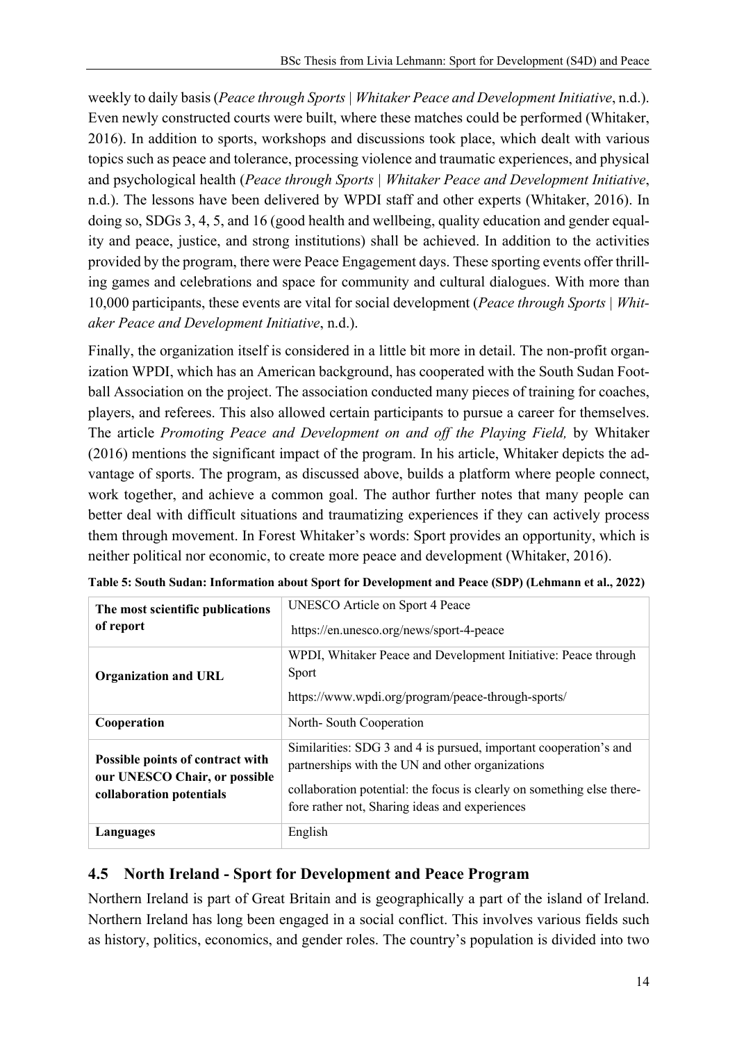weekly to daily basis (*Peace through Sports | Whitaker Peace and Development Initiative*, n.d.). Even newly constructed courts were built, where these matches could be performed (Whitaker, 2016). In addition to sports, workshops and discussions took place, which dealt with various topics such as peace and tolerance, processing violence and traumatic experiences, and physical and psychological health (*Peace through Sports | Whitaker Peace and Development Initiative*, n.d.). The lessons have been delivered by WPDI staff and other experts (Whitaker, 2016). In doing so, SDGs 3, 4, 5, and 16 (good health and wellbeing, quality education and gender equality and peace, justice, and strong institutions) shall be achieved. In addition to the activities provided by the program, there were Peace Engagement days. These sporting events offer thrilling games and celebrations and space for community and cultural dialogues. With more than 10,000 participants, these events are vital for social development (*Peace through Sports | Whitaker Peace and Development Initiative*, n.d.).

Finally, the organization itself is considered in a little bit more in detail. The non-profit organization WPDI, which has an American background, has cooperated with the South Sudan Football Association on the project. The association conducted many pieces of training for coaches, players, and referees. This also allowed certain participants to pursue a career for themselves. The article *Promoting Peace and Development on and off the Playing Field,* by Whitaker (2016) mentions the significant impact of the program. In his article, Whitaker depicts the advantage of sports. The program, as discussed above, builds a platform where people connect, work together, and achieve a common goal. The author further notes that many people can better deal with difficult situations and traumatizing experiences if they can actively process them through movement. In Forest Whitaker's words: Sport provides an opportunity, which is neither political nor economic, to create more peace and development (Whitaker, 2016).

**Table 5: South Sudan: Information about Sport for Development and Peace (SDP) (Lehmann et al., 2022)**

| | |
|---|---|
| **The most scientific publications of report** | UNESCO Article on Sport 4 Peace<br>https://en.unesco.org/news/sport-4-peace |
| **Organization and URL** | WPDI, Whitaker Peace and Development Initiative: Peace through Sport<br>https://www.wpdi.org/program/peace-through-sports/ |
| **Cooperation** | North- South Cooperation |
| **Possible points of contract with our UNESCO Chair, or possible collaboration potentials** | Similarities: SDG 3 and 4 is pursued, important cooperation's and partnerships with the UN and other organizations<br>collaboration potential: the focus is clearly on something else therefore rather not, Sharing ideas and experiences |
| **Languages** | English |

## 4.5 North Ireland - Sport for Development and Peace Program

Northern Ireland is part of Great Britain and is geographically a part of the island of Ireland. Northern Ireland has long been engaged in a social conflict. This involves various fields such as history, politics, economics, and gender roles. The country's population is divided into two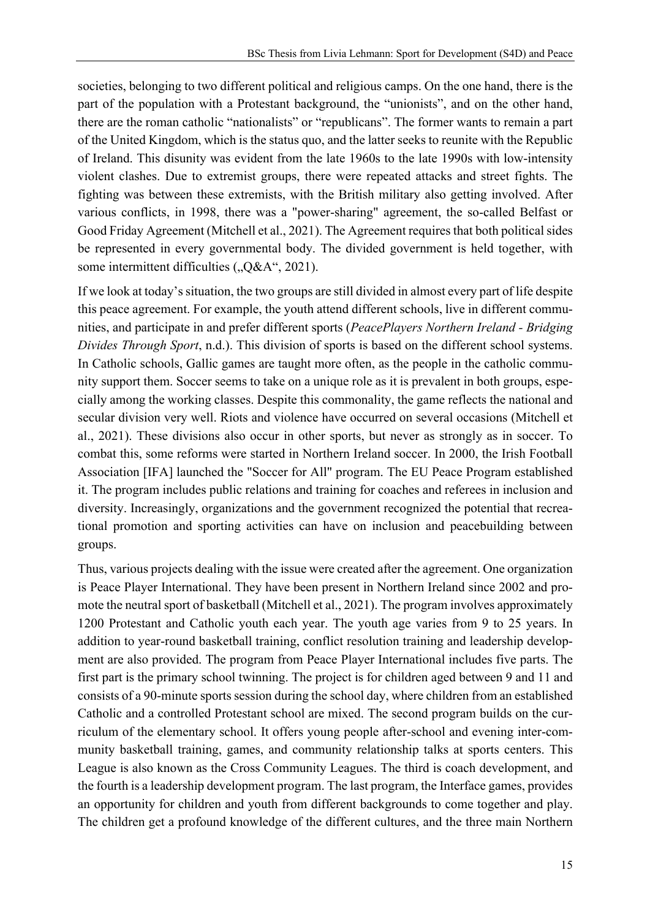societies, belonging to two different political and religious camps. On the one hand, there is the part of the population with a Protestant background, the “unionists”, and on the other hand, there are the roman catholic “nationalists” or “republicans”. The former wants to remain a part of the United Kingdom, which is the status quo, and the latter seeks to reunite with the Republic of Ireland. This disunity was evident from the late 1960s to the late 1990s with low-intensity violent clashes. Due to extremist groups, there were repeated attacks and street fights. The fighting was between these extremists, with the British military also getting involved. After various conflicts, in 1998, there was a "power-sharing" agreement, the so-called Belfast or Good Friday Agreement (Mitchell et al., 2021). The Agreement requires that both political sides be represented in every governmental body. The divided government is held together, with some intermittent difficulties („Q&A“, 2021).

If we look at today’s situation, the two groups are still divided in almost every part of life despite this peace agreement. For example, the youth attend different schools, live in different communities, and participate in and prefer different sports (*PeacePlayers Northern Ireland - Bridging Divides Through Sport*, n.d.). This division of sports is based on the different school systems. In Catholic schools, Gallic games are taught more often, as the people in the catholic community support them. Soccer seems to take on a unique role as it is prevalent in both groups, especially among the working classes. Despite this commonality, the game reflects the national and secular division very well. Riots and violence have occurred on several occasions (Mitchell et al., 2021). These divisions also occur in other sports, but never as strongly as in soccer. To combat this, some reforms were started in Northern Ireland soccer. In 2000, the Irish Football Association [IFA] launched the "Soccer for All" program. The EU Peace Program established it. The program includes public relations and training for coaches and referees in inclusion and diversity. Increasingly, organizations and the government recognized the potential that recreational promotion and sporting activities can have on inclusion and peacebuilding between groups.

Thus, various projects dealing with the issue were created after the agreement. One organization is Peace Player International. They have been present in Northern Ireland since 2002 and promote the neutral sport of basketball (Mitchell et al., 2021). The program involves approximately 1200 Protestant and Catholic youth each year. The youth age varies from 9 to 25 years. In addition to year-round basketball training, conflict resolution training and leadership development are also provided. The program from Peace Player International includes five parts. The first part is the primary school twinning. The project is for children aged between 9 and 11 and consists of a 90-minute sports session during the school day, where children from an established Catholic and a controlled Protestant school are mixed. The second program builds on the curriculum of the elementary school. It offers young people after-school and evening inter-community basketball training, games, and community relationship talks at sports centers. This League is also known as the Cross Community Leagues. The third is coach development, and the fourth is a leadership development program. The last program, the Interface games, provides an opportunity for children and youth from different backgrounds to come together and play. The children get a profound knowledge of the different cultures, and the three main Northern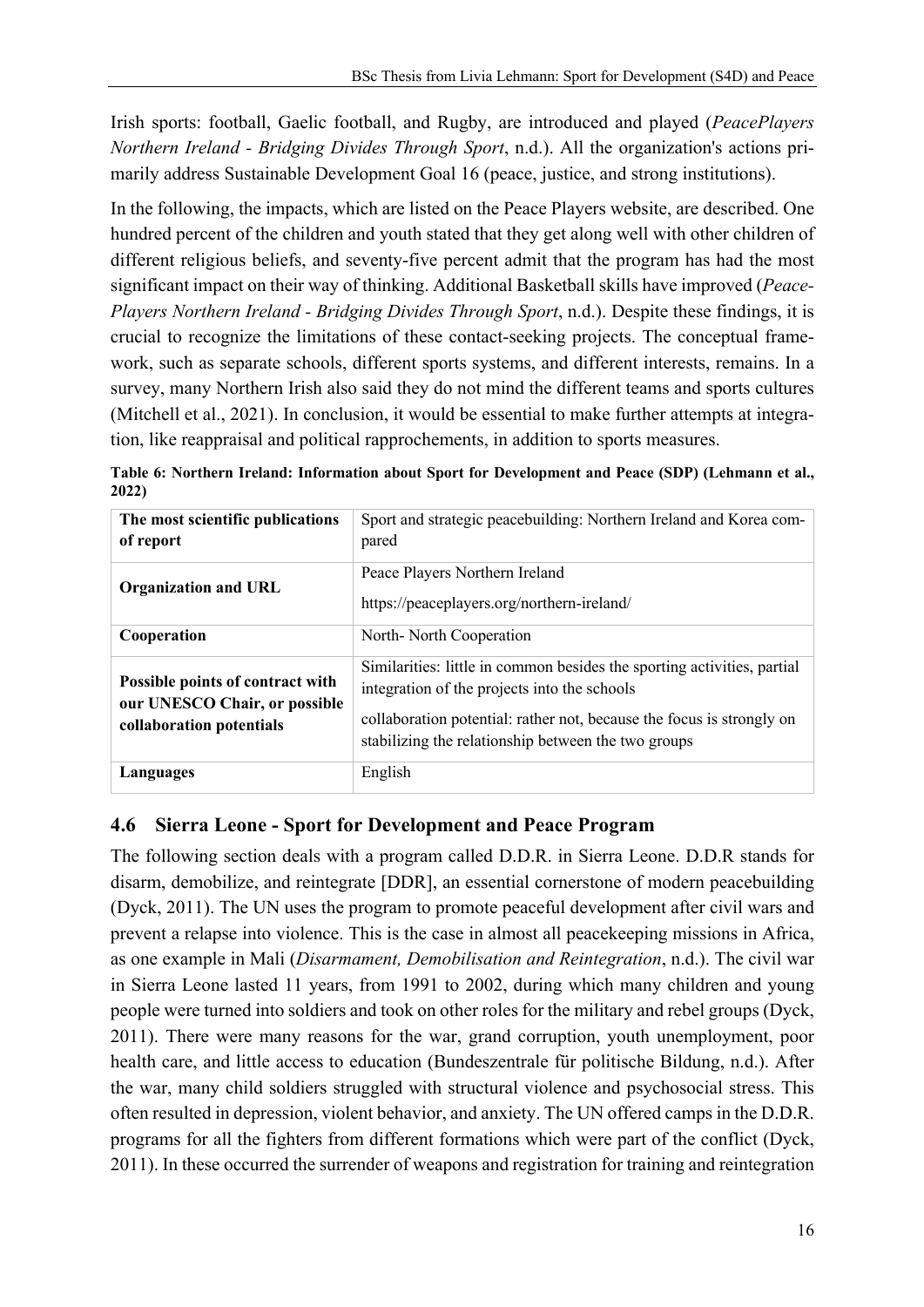Irish sports: football, Gaelic football, and Rugby, are introduced and played (*PeacePlayers Northern Ireland - Bridging Divides Through Sport*, n.d.). All the organization's actions primarily address Sustainable Development Goal 16 (peace, justice, and strong institutions).

In the following, the impacts, which are listed on the Peace Players website, are described. One hundred percent of the children and youth stated that they get along well with other children of different religious beliefs, and seventy-five percent admit that the program has had the most significant impact on their way of thinking. Additional Basketball skills have improved (*PeacePlayers Northern Ireland - Bridging Divides Through Sport*, n.d.). Despite these findings, it is crucial to recognize the limitations of these contact-seeking projects. The conceptual framework, such as separate schools, different sports systems, and different interests, remains. In a survey, many Northern Irish also said they do not mind the different teams and sports cultures (Mitchell et al., 2021). In conclusion, it would be essential to make further attempts at integration, like reappraisal and political rapprochements, in addition to sports measures.

**Table 6: Northern Ireland: Information about Sport for Development and Peace (SDP) (Lehmann et al., 2022)**

| | |
|---|---|
| **The most scientific publications of report** | Sport and strategic peacebuilding: Northern Ireland and Korea compared |
| **Organization and URL** | Peace Players Northern Ireland<br>https://peaceplayers.org/northern-ireland/ |
| **Cooperation** | North- North Cooperation |
| **Possible points of contract with our UNESCO Chair, or possible collaboration potentials** | Similarities: little in common besides the sporting activities, partial integration of the projects into the schools<br>collaboration potential: rather not, because the focus is strongly on stabilizing the relationship between the two groups |
| **Languages** | English |

## 4.6 Sierra Leone - Sport for Development and Peace Program

The following section deals with a program called D.D.R. in Sierra Leone. D.D.R stands for disarm, demobilize, and reintegrate [DDR], an essential cornerstone of modern peacebuilding (Dyck, 2011). The UN uses the program to promote peaceful development after civil wars and prevent a relapse into violence. This is the case in almost all peacekeeping missions in Africa, as one example in Mali (*Disarmament, Demobilisation and Reintegration*, n.d.). The civil war in Sierra Leone lasted 11 years, from 1991 to 2002, during which many children and young people were turned into soldiers and took on other roles for the military and rebel groups (Dyck, 2011). There were many reasons for the war, grand corruption, youth unemployment, poor health care, and little access to education (Bundeszentrale für politische Bildung, n.d.). After the war, many child soldiers struggled with structural violence and psychosocial stress. This often resulted in depression, violent behavior, and anxiety. The UN offered camps in the D.D.R. programs for all the fighters from different formations which were part of the conflict (Dyck, 2011). In these occurred the surrender of weapons and registration for training and reintegration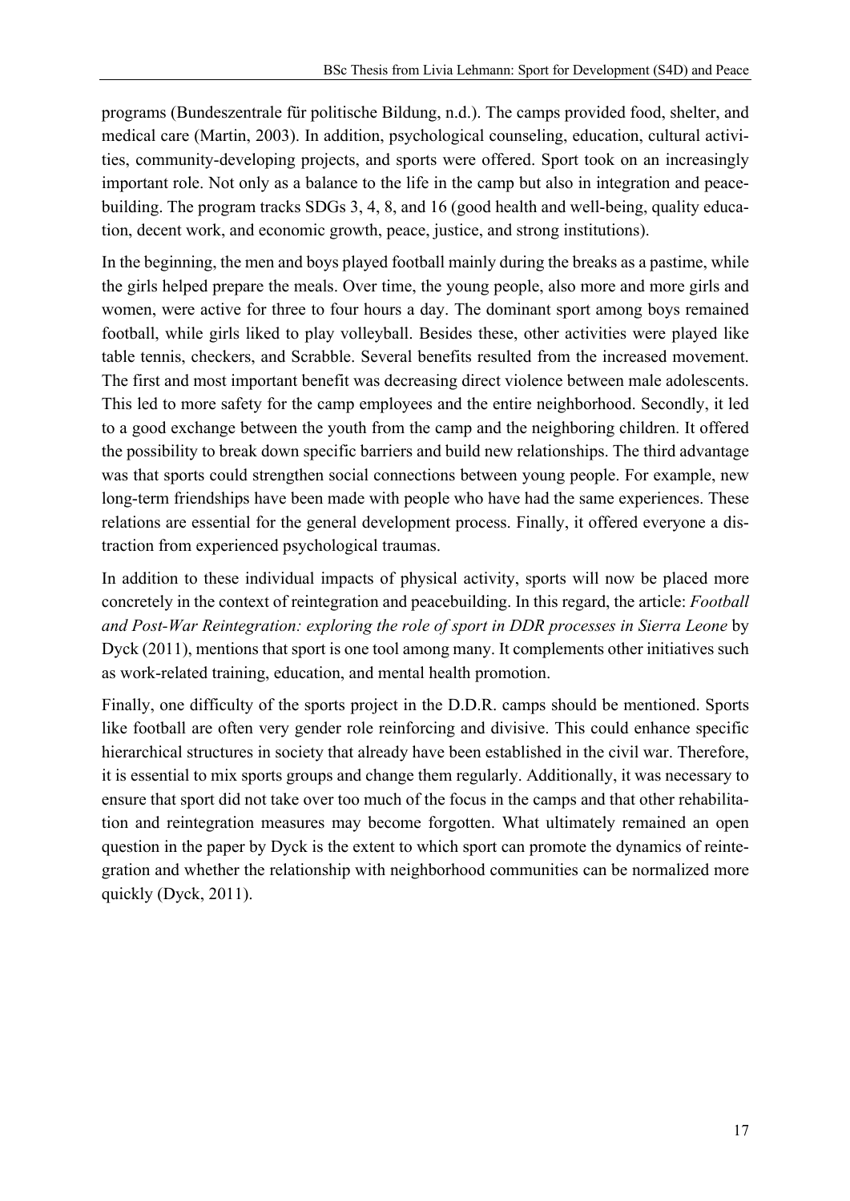programs (Bundeszentrale für politische Bildung, n.d.). The camps provided food, shelter, and medical care (Martin, 2003). In addition, psychological counseling, education, cultural activities, community-developing projects, and sports were offered. Sport took on an increasingly important role. Not only as a balance to the life in the camp but also in integration and peacebuilding. The program tracks SDGs 3, 4, 8, and 16 (good health and well-being, quality education, decent work, and economic growth, peace, justice, and strong institutions).

In the beginning, the men and boys played football mainly during the breaks as a pastime, while the girls helped prepare the meals. Over time, the young people, also more and more girls and women, were active for three to four hours a day. The dominant sport among boys remained football, while girls liked to play volleyball. Besides these, other activities were played like table tennis, checkers, and Scrabble. Several benefits resulted from the increased movement. The first and most important benefit was decreasing direct violence between male adolescents. This led to more safety for the camp employees and the entire neighborhood. Secondly, it led to a good exchange between the youth from the camp and the neighboring children. It offered the possibility to break down specific barriers and build new relationships. The third advantage was that sports could strengthen social connections between young people. For example, new long-term friendships have been made with people who have had the same experiences. These relations are essential for the general development process. Finally, it offered everyone a distraction from experienced psychological traumas.

In addition to these individual impacts of physical activity, sports will now be placed more concretely in the context of reintegration and peacebuilding. In this regard, the article: *Football and Post-War Reintegration: exploring the role of sport in DDR processes in Sierra Leone* by Dyck (2011), mentions that sport is one tool among many. It complements other initiatives such as work-related training, education, and mental health promotion.

Finally, one difficulty of the sports project in the D.D.R. camps should be mentioned. Sports like football are often very gender role reinforcing and divisive. This could enhance specific hierarchical structures in society that already have been established in the civil war. Therefore, it is essential to mix sports groups and change them regularly. Additionally, it was necessary to ensure that sport did not take over too much of the focus in the camps and that other rehabilitation and reintegration measures may become forgotten. What ultimately remained an open question in the paper by Dyck is the extent to which sport can promote the dynamics of reintegration and whether the relationship with neighborhood communities can be normalized more quickly (Dyck, 2011).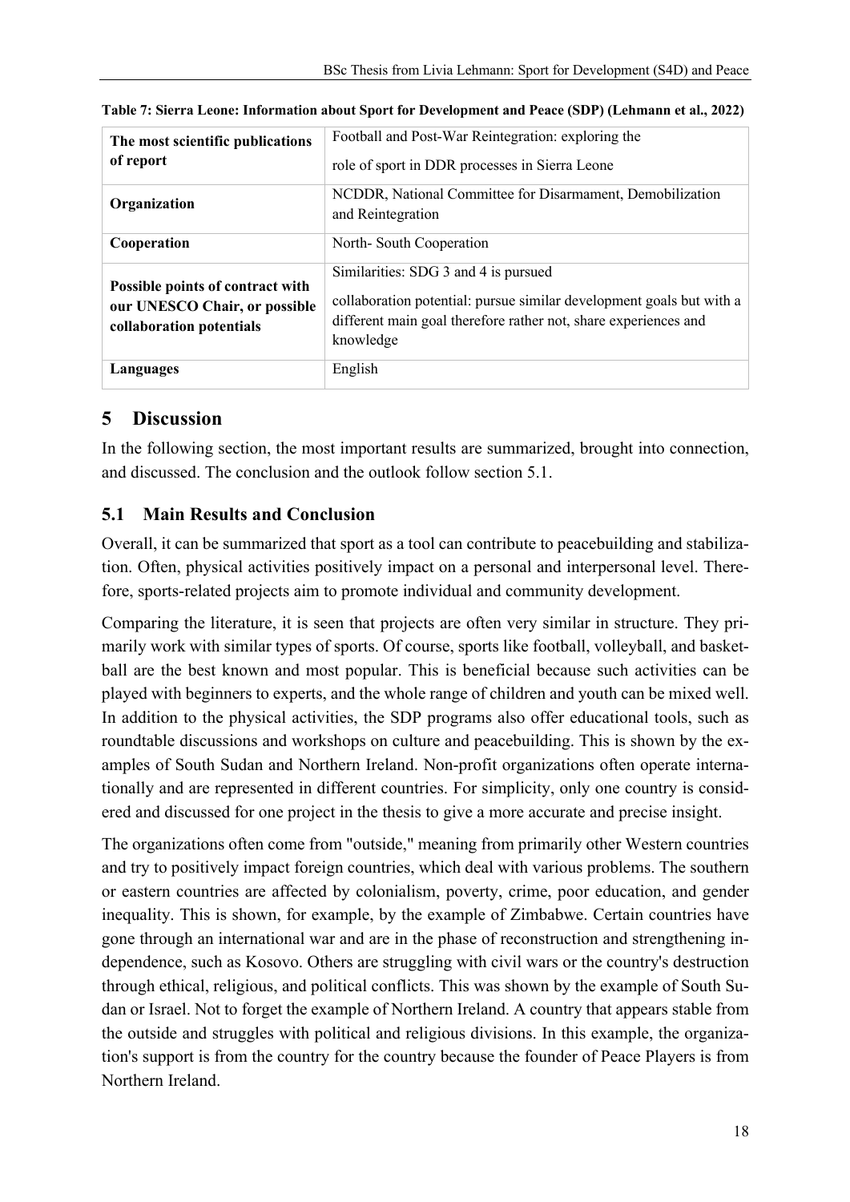**Table 7: Sierra Leone: Information about Sport for Development and Peace (SDP) (Lehmann et al., 2022)**

| | |
|---|---|
| **The most scientific publications of report** | Football and Post-War Reintegration: exploring the role of sport in DDR processes in Sierra Leone |
| **Organization** | NCDDR, National Committee for Disarmament, Demobilization and Reintegration |
| **Cooperation** | North- South Cooperation |
| **Possible points of contract with our UNESCO Chair, or possible collaboration potentials** | Similarities: SDG 3 and 4 is pursued<br>collaboration potential: pursue similar development goals but with a different main goal therefore rather not, share experiences and knowledge |
| **Languages** | English |

# 5 Discussion

In the following section, the most important results are summarized, brought into connection, and discussed. The conclusion and the outlook follow section 5.1.

## 5.1 Main Results and Conclusion

Overall, it can be summarized that sport as a tool can contribute to peacebuilding and stabilization. Often, physical activities positively impact on a personal and interpersonal level. Therefore, sports-related projects aim to promote individual and community development.

Comparing the literature, it is seen that projects are often very similar in structure. They primarily work with similar types of sports. Of course, sports like football, volleyball, and basketball are the best known and most popular. This is beneficial because such activities can be played with beginners to experts, and the whole range of children and youth can be mixed well. In addition to the physical activities, the SDP programs also offer educational tools, such as roundtable discussions and workshops on culture and peacebuilding. This is shown by the examples of South Sudan and Northern Ireland. Non-profit organizations often operate internationally and are represented in different countries. For simplicity, only one country is considered and discussed for one project in the thesis to give a more accurate and precise insight.

The organizations often come from "outside," meaning from primarily other Western countries and try to positively impact foreign countries, which deal with various problems. The southern or eastern countries are affected by colonialism, poverty, crime, poor education, and gender inequality. This is shown, for example, by the example of Zimbabwe. Certain countries have gone through an international war and are in the phase of reconstruction and strengthening independence, such as Kosovo. Others are struggling with civil wars or the country's destruction through ethical, religious, and political conflicts. This was shown by the example of South Sudan or Israel. Not to forget the example of Northern Ireland. A country that appears stable from the outside and struggles with political and religious divisions. In this example, the organization's support is from the country for the country because the founder of Peace Players is from Northern Ireland.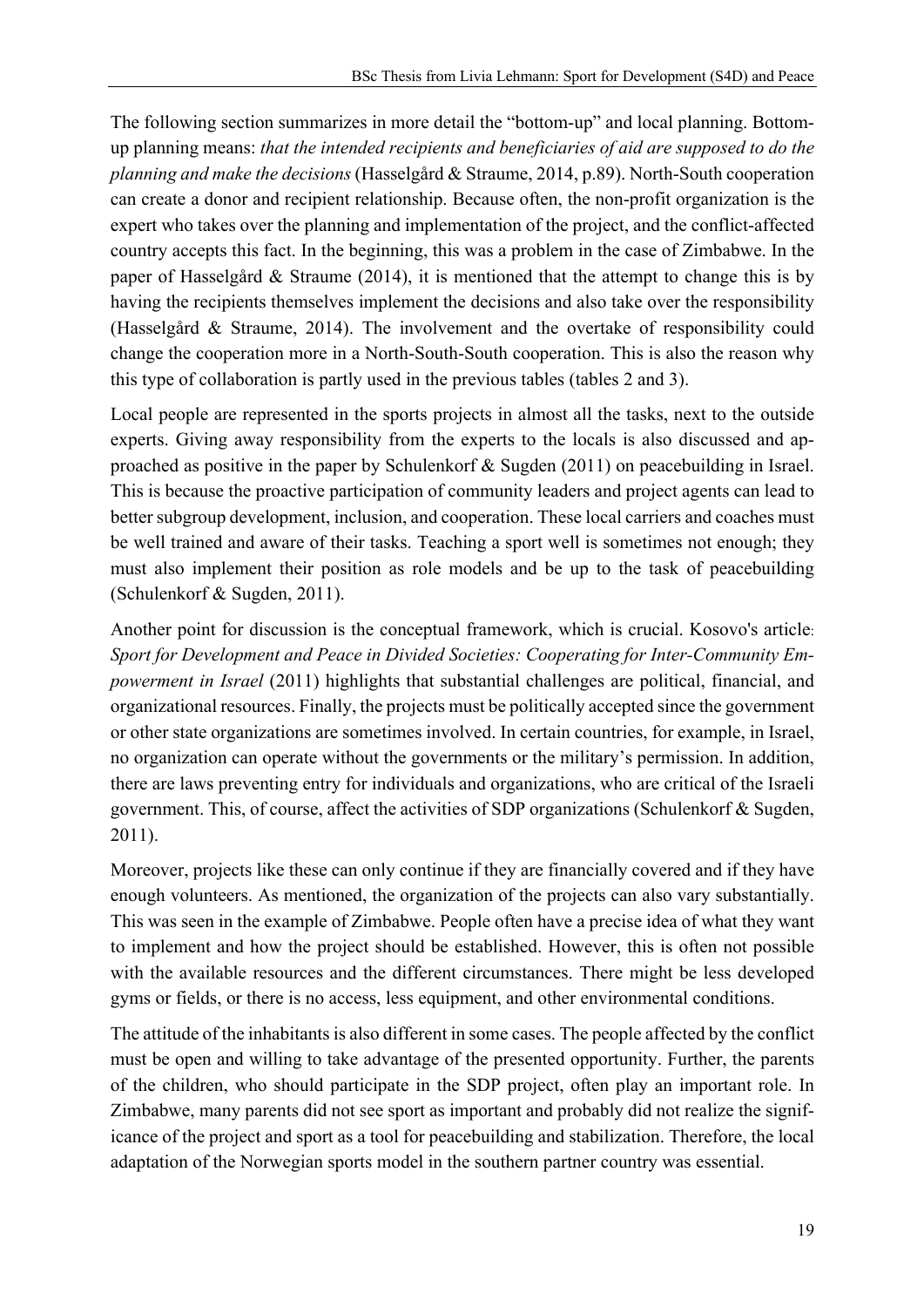The following section summarizes in more detail the "bottom-up" and local planning. Bottom-up planning means: *that the intended recipients and beneficiaries of aid are supposed to do the planning and make the decisions* (Hasselgård & Straume, 2014, p.89). North-South cooperation can create a donor and recipient relationship. Because often, the non-profit organization is the expert who takes over the planning and implementation of the project, and the conflict-affected country accepts this fact. In the beginning, this was a problem in the case of Zimbabwe. In the paper of Hasselgård & Straume (2014), it is mentioned that the attempt to change this is by having the recipients themselves implement the decisions and also take over the responsibility (Hasselgård & Straume, 2014). The involvement and the overtake of responsibility could change the cooperation more in a North-South-South cooperation. This is also the reason why this type of collaboration is partly used in the previous tables (tables 2 and 3).

Local people are represented in the sports projects in almost all the tasks, next to the outside experts. Giving away responsibility from the experts to the locals is also discussed and approached as positive in the paper by Schulenkorf & Sugden (2011) on peacebuilding in Israel. This is because the proactive participation of community leaders and project agents can lead to better subgroup development, inclusion, and cooperation. These local carriers and coaches must be well trained and aware of their tasks. Teaching a sport well is sometimes not enough; they must also implement their position as role models and be up to the task of peacebuilding (Schulenkorf & Sugden, 2011).

Another point for discussion is the conceptual framework, which is crucial. Kosovo's article: *Sport for Development and Peace in Divided Societies: Cooperating for Inter-Community Empowerment in Israel* (2011) highlights that substantial challenges are political, financial, and organizational resources. Finally, the projects must be politically accepted since the government or other state organizations are sometimes involved. In certain countries, for example, in Israel, no organization can operate without the governments or the military's permission. In addition, there are laws preventing entry for individuals and organizations, who are critical of the Israeli government. This, of course, affect the activities of SDP organizations (Schulenkorf & Sugden, 2011).

Moreover, projects like these can only continue if they are financially covered and if they have enough volunteers. As mentioned, the organization of the projects can also vary substantially. This was seen in the example of Zimbabwe. People often have a precise idea of what they want to implement and how the project should be established. However, this is often not possible with the available resources and the different circumstances. There might be less developed gyms or fields, or there is no access, less equipment, and other environmental conditions.

The attitude of the inhabitants is also different in some cases. The people affected by the conflict must be open and willing to take advantage of the presented opportunity. Further, the parents of the children, who should participate in the SDP project, often play an important role. In Zimbabwe, many parents did not see sport as important and probably did not realize the significance of the project and sport as a tool for peacebuilding and stabilization. Therefore, the local adaptation of the Norwegian sports model in the southern partner country was essential.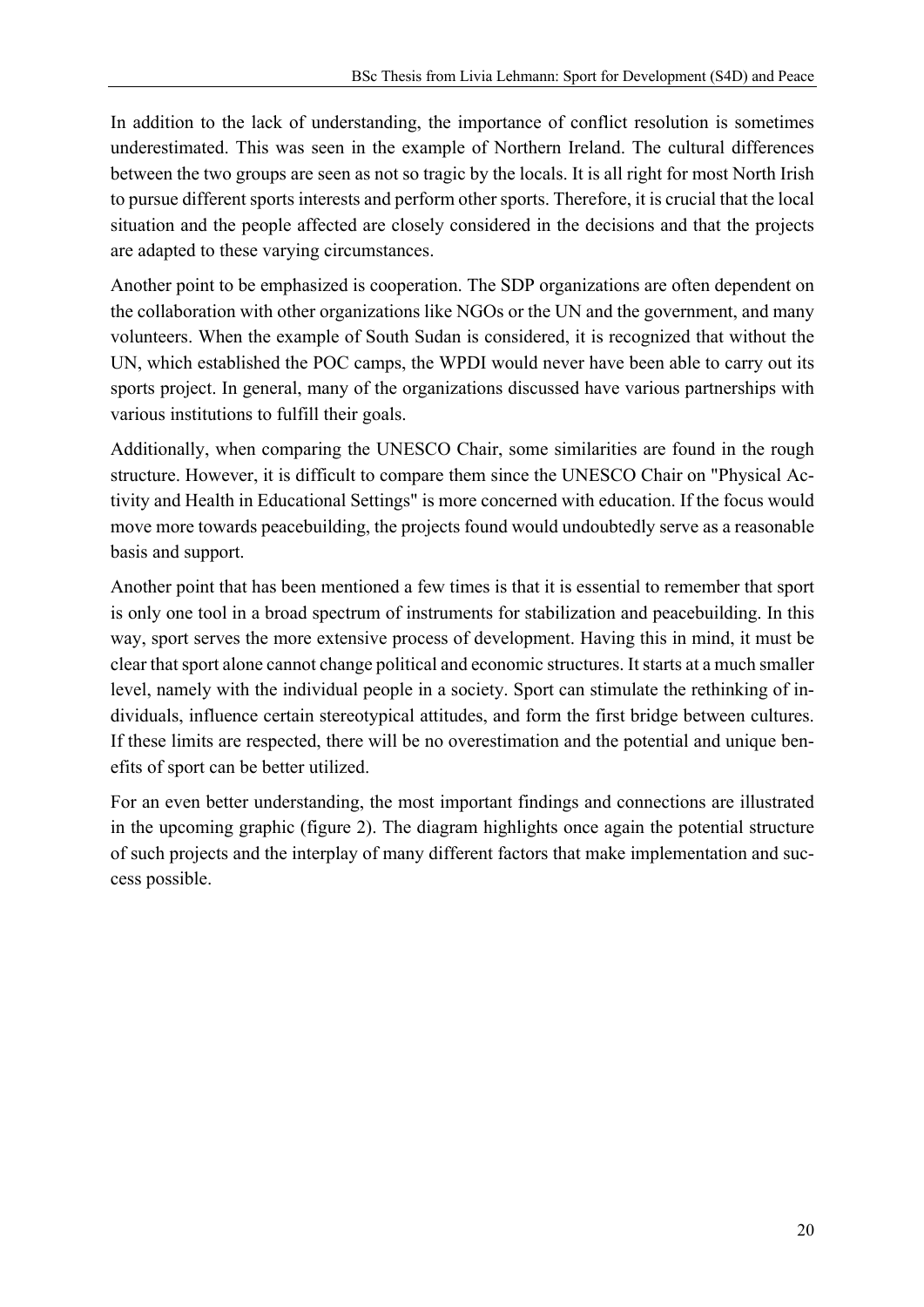In addition to the lack of understanding, the importance of conflict resolution is sometimes underestimated. This was seen in the example of Northern Ireland. The cultural differences between the two groups are seen as not so tragic by the locals. It is all right for most North Irish to pursue different sports interests and perform other sports. Therefore, it is crucial that the local situation and the people affected are closely considered in the decisions and that the projects are adapted to these varying circumstances.

Another point to be emphasized is cooperation. The SDP organizations are often dependent on the collaboration with other organizations like NGOs or the UN and the government, and many volunteers. When the example of South Sudan is considered, it is recognized that without the UN, which established the POC camps, the WPDI would never have been able to carry out its sports project. In general, many of the organizations discussed have various partnerships with various institutions to fulfill their goals.

Additionally, when comparing the UNESCO Chair, some similarities are found in the rough structure. However, it is difficult to compare them since the UNESCO Chair on "Physical Activity and Health in Educational Settings" is more concerned with education. If the focus would move more towards peacebuilding, the projects found would undoubtedly serve as a reasonable basis and support.

Another point that has been mentioned a few times is that it is essential to remember that sport is only one tool in a broad spectrum of instruments for stabilization and peacebuilding. In this way, sport serves the more extensive process of development. Having this in mind, it must be clear that sport alone cannot change political and economic structures. It starts at a much smaller level, namely with the individual people in a society. Sport can stimulate the rethinking of individuals, influence certain stereotypical attitudes, and form the first bridge between cultures. If these limits are respected, there will be no overestimation and the potential and unique benefits of sport can be better utilized.

For an even better understanding, the most important findings and connections are illustrated in the upcoming graphic (figure 2). The diagram highlights once again the potential structure of such projects and the interplay of many different factors that make implementation and success possible.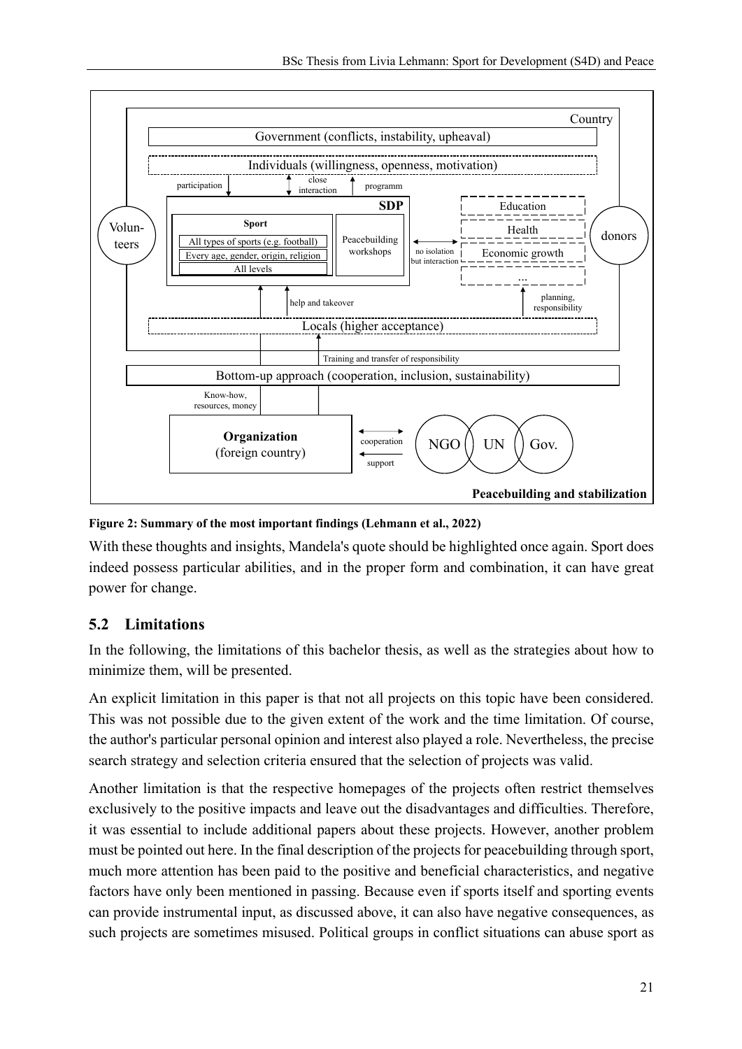Figure 2: Summary of the most important findings (Lehmann et al., 2022)

With these thoughts and insights, Mandela's quote should be highlighted once again. Sport does indeed possess particular abilities, and in the proper form and combination, it can have great power for change.

## 5.2 Limitations

In the following, the limitations of this bachelor thesis, as well as the strategies about how to minimize them, will be presented.

An explicit limitation in this paper is that not all projects on this topic have been considered. This was not possible due to the given extent of the work and the time limitation. Of course, the author's particular personal opinion and interest also played a role. Nevertheless, the precise search strategy and selection criteria ensured that the selection of projects was valid.

Another limitation is that the respective homepages of the projects often restrict themselves exclusively to the positive impacts and leave out the disadvantages and difficulties. Therefore, it was essential to include additional papers about these projects. However, another problem must be pointed out here. In the final description of the projects for peacebuilding through sport, much more attention has been paid to the positive and beneficial characteristics, and negative factors have only been mentioned in passing. Because even if sports itself and sporting events can provide instrumental input, as discussed above, it can also have negative consequences, as such projects are sometimes misused. Political groups in conflict situations can abuse sport as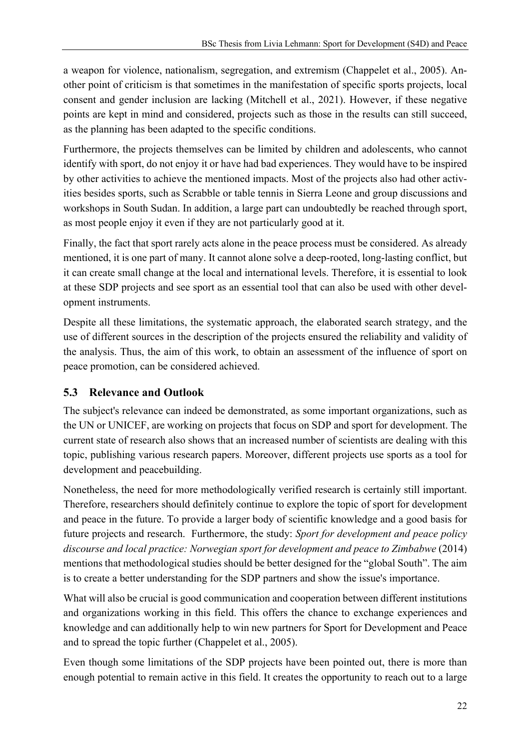a weapon for violence, nationalism, segregation, and extremism (Chappelet et al., 2005). Another point of criticism is that sometimes in the manifestation of specific sports projects, local consent and gender inclusion are lacking (Mitchell et al., 2021). However, if these negative points are kept in mind and considered, projects such as those in the results can still succeed, as the planning has been adapted to the specific conditions.

Furthermore, the projects themselves can be limited by children and adolescents, who cannot identify with sport, do not enjoy it or have had bad experiences. They would have to be inspired by other activities to achieve the mentioned impacts. Most of the projects also had other activities besides sports, such as Scrabble or table tennis in Sierra Leone and group discussions and workshops in South Sudan. In addition, a large part can undoubtedly be reached through sport, as most people enjoy it even if they are not particularly good at it.

Finally, the fact that sport rarely acts alone in the peace process must be considered. As already mentioned, it is one part of many. It cannot alone solve a deep-rooted, long-lasting conflict, but it can create small change at the local and international levels. Therefore, it is essential to look at these SDP projects and see sport as an essential tool that can also be used with other development instruments.

Despite all these limitations, the systematic approach, the elaborated search strategy, and the use of different sources in the description of the projects ensured the reliability and validity of the analysis. Thus, the aim of this work, to obtain an assessment of the influence of sport on peace promotion, can be considered achieved.

## 5.3 Relevance and Outlook

The subject's relevance can indeed be demonstrated, as some important organizations, such as the UN or UNICEF, are working on projects that focus on SDP and sport for development. The current state of research also shows that an increased number of scientists are dealing with this topic, publishing various research papers. Moreover, different projects use sports as a tool for development and peacebuilding.

Nonetheless, the need for more methodologically verified research is certainly still important. Therefore, researchers should definitely continue to explore the topic of sport for development and peace in the future. To provide a larger body of scientific knowledge and a good basis for future projects and research. Furthermore, the study: *Sport for development and peace policy discourse and local practice: Norwegian sport for development and peace to Zimbabwe* (2014) mentions that methodological studies should be better designed for the "global South". The aim is to create a better understanding for the SDP partners and show the issue's importance.

What will also be crucial is good communication and cooperation between different institutions and organizations working in this field. This offers the chance to exchange experiences and knowledge and can additionally help to win new partners for Sport for Development and Peace and to spread the topic further (Chappelet et al., 2005).

Even though some limitations of the SDP projects have been pointed out, there is more than enough potential to remain active in this field. It creates the opportunity to reach out to a large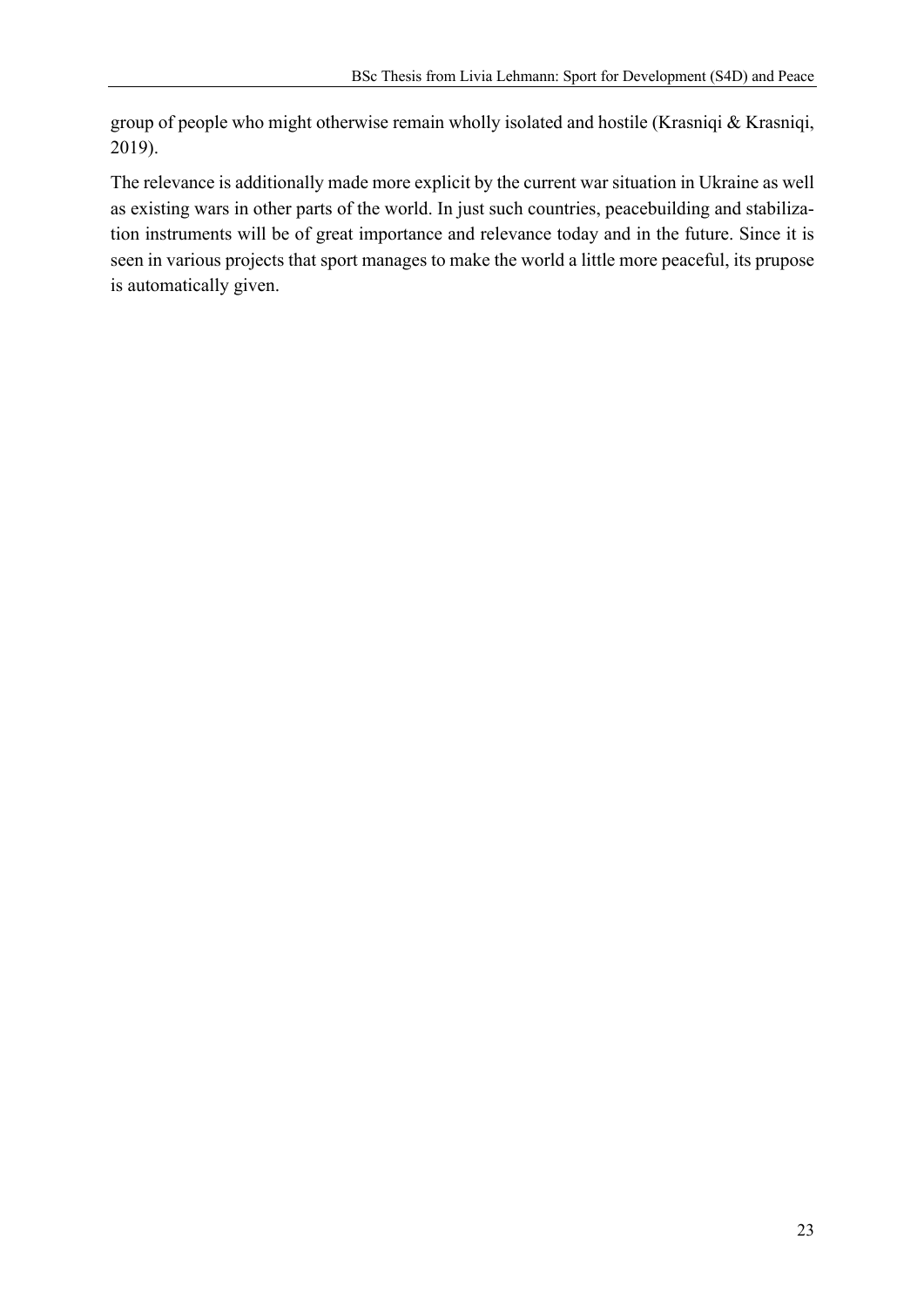group of people who might otherwise remain wholly isolated and hostile (Krasniqi & Krasniqi, 2019).

The relevance is additionally made more explicit by the current war situation in Ukraine as well as existing wars in other parts of the world. In just such countries, peacebuilding and stabilization instruments will be of great importance and relevance today and in the future. Since it is seen in various projects that sport manages to make the world a little more peaceful, its prupose is automatically given.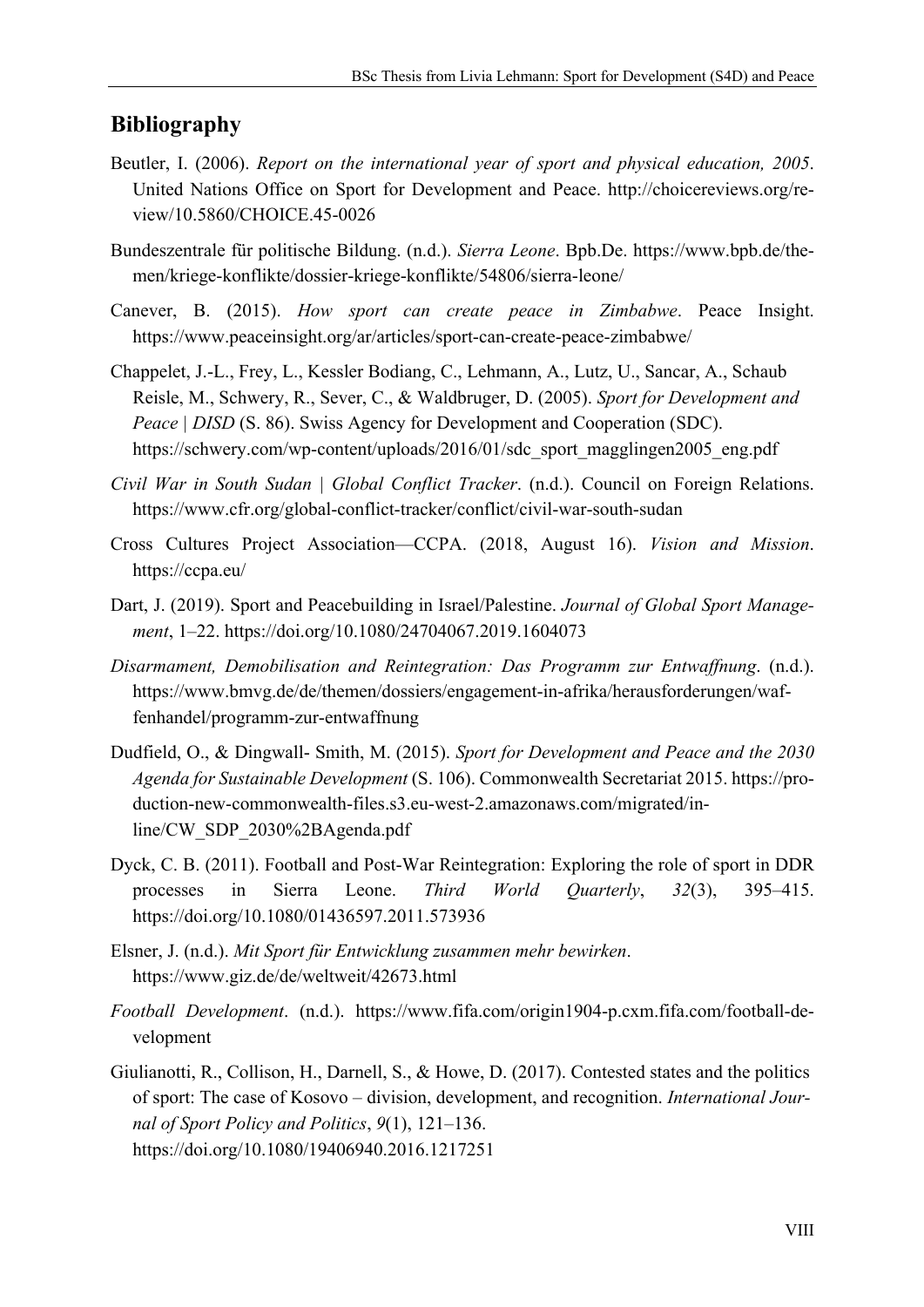## Bibliography

Beutler, I. (2006). *Report on the international year of sport and physical education, 2005*. United Nations Office on Sport for Development and Peace. http://choicereviews.org/review/10.5860/CHOICE.45-0026

Bundeszentrale für politische Bildung. (n.d.). *Sierra Leone*. Bpb.De. https://www.bpb.de/themen/kriege-konflikte/dossier-kriege-konflikte/54806/sierra-leone/

Canever, B. (2015). *How sport can create peace in Zimbabwe*. Peace Insight. https://www.peaceinsight.org/ar/articles/sport-can-create-peace-zimbabwe/

Chappelet, J.-L., Frey, L., Kessler Bodiang, C., Lehmann, A., Lutz, U., Sancar, A., Schaub Reisle, M., Schwery, R., Sever, C., & Waldbruger, D. (2005). *Sport for Development and Peace | DISD* (S. 86). Swiss Agency for Development and Cooperation (SDC). https://schwery.com/wp-content/uploads/2016/01/sdc_sport_magglingen2005_eng.pdf

*Civil War in South Sudan | Global Conflict Tracker*. (n.d.). Council on Foreign Relations. https://www.cfr.org/global-conflict-tracker/conflict/civil-war-south-sudan

Cross Cultures Project Association—CCPA. (2018, August 16). *Vision and Mission*. https://ccpa.eu/

Dart, J. (2019). Sport and Peacebuilding in Israel/Palestine. *Journal of Global Sport Management*, 1–22. https://doi.org/10.1080/24704067.2019.1604073

*Disarmament, Demobilisation and Reintegration: Das Programm zur Entwaffnung*. (n.d.). https://www.bmvg.de/de/themen/dossiers/engagement-in-afrika/herausforderungen/waffenhandel/programm-zur-entwaffnung

Dudfield, O., & Dingwall- Smith, M. (2015). *Sport for Development and Peace and the 2030 Agenda for Sustainable Development* (S. 106). Commonwealth Secretariat 2015. https://production-new-commonwealth-files.s3.eu-west-2.amazonaws.com/migrated/inline/CW_SDP_2030%2BAgenda.pdf

Dyck, C. B. (2011). Football and Post-War Reintegration: Exploring the role of sport in DDR processes in Sierra Leone. *Third World Quarterly*, *32*(3), 395–415. https://doi.org/10.1080/01436597.2011.573936

Elsner, J. (n.d.). *Mit Sport für Entwicklung zusammen mehr bewirken*. https://www.giz.de/de/weltweit/42673.html

*Football Development*. (n.d.). https://www.fifa.com/origin1904-p.cxm.fifa.com/football-development

Giulianotti, R., Collison, H., Darnell, S., & Howe, D. (2017). Contested states and the politics of sport: The case of Kosovo – division, development, and recognition. *International Journal of Sport Policy and Politics*, *9*(1), 121–136. https://doi.org/10.1080/19406940.2016.1217251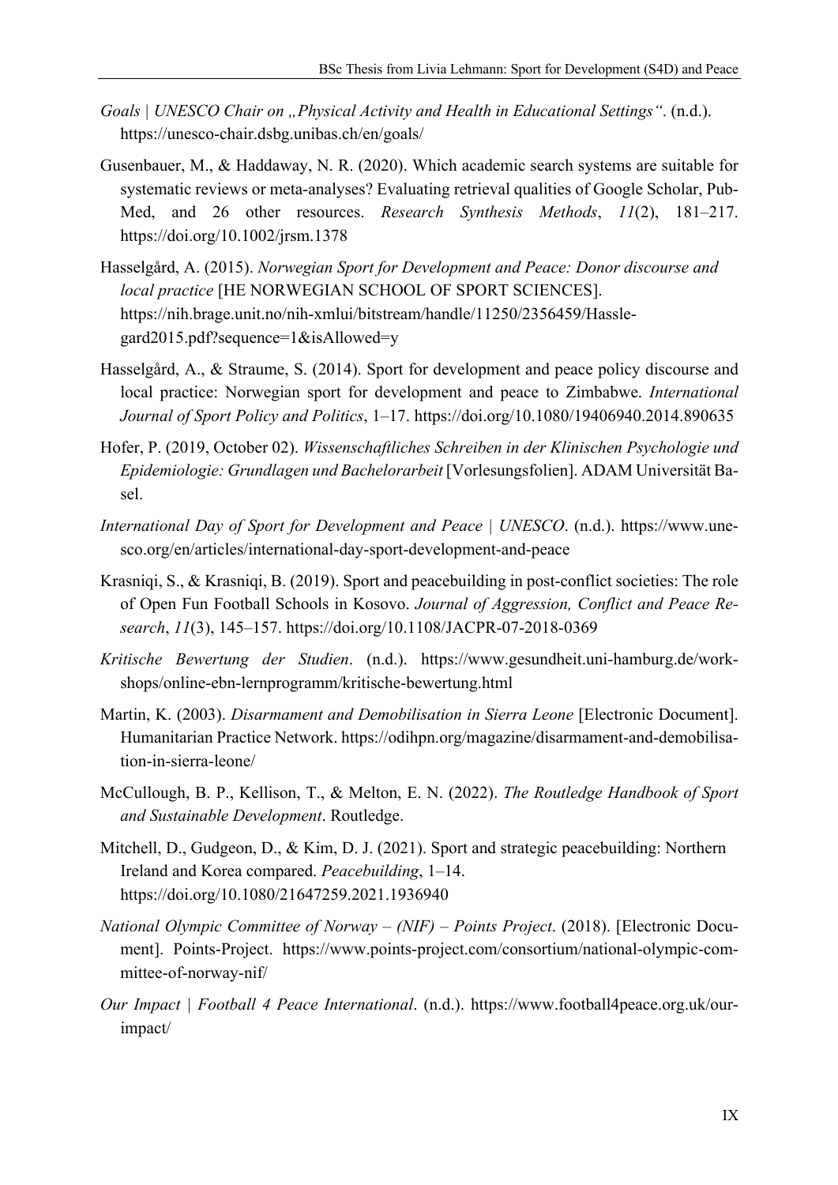*Goals | UNESCO Chair on „Physical Activity and Health in Educational Settings“*. (n.d.). https://unesco-chair.dsbg.unibas.ch/en/goals/

Gusenbauer, M., & Haddaway, N. R. (2020). Which academic search systems are suitable for systematic reviews or meta-analyses? Evaluating retrieval qualities of Google Scholar, PubMed, and 26 other resources. *Research Synthesis Methods*, *11*(2), 181–217. https://doi.org/10.1002/jrsm.1378

Hasselgård, A. (2015). *Norwegian Sport for Development and Peace: Donor discourse and local practice* [HE NORWEGIAN SCHOOL OF SPORT SCIENCES]. https://nih.brage.unit.no/nih-xmlui/bitstream/handle/11250/2356459/Hasselgard2015.pdf?sequence=1&isAllowed=y

Hasselgård, A., & Straume, S. (2014). Sport for development and peace policy discourse and local practice: Norwegian sport for development and peace to Zimbabwe. *International Journal of Sport Policy and Politics*, 1–17. https://doi.org/10.1080/19406940.2014.890635

Hofer, P. (2019, October 02). *Wissenschaftliches Schreiben in der Klinischen Psychologie und Epidemiologie: Grundlagen und Bachelorarbeit* [Vorlesungsfolien]. ADAM Universität Basel.

*International Day of Sport for Development and Peace | UNESCO*. (n.d.). https://www.unesco.org/en/articles/international-day-sport-development-and-peace

Krasniqi, S., & Krasniqi, B. (2019). Sport and peacebuilding in post-conflict societies: The role of Open Fun Football Schools in Kosovo. *Journal of Aggression, Conflict and Peace Research*, *11*(3), 145–157. https://doi.org/10.1108/JACPR-07-2018-0369

*Kritische Bewertung der Studien*. (n.d.). https://www.gesundheit.uni-hamburg.de/workshops/online-ebn-lernprogramm/kritische-bewertung.html

Martin, K. (2003). *Disarmament and Demobilisation in Sierra Leone* [Electronic Document]. Humanitarian Practice Network. https://odihpn.org/magazine/disarmament-and-demobilisation-in-sierra-leone/

McCullough, B. P., Kellison, T., & Melton, E. N. (2022). *The Routledge Handbook of Sport and Sustainable Development*. Routledge.

Mitchell, D., Gudgeon, D., & Kim, D. J. (2021). Sport and strategic peacebuilding: Northern Ireland and Korea compared. *Peacebuilding*, 1–14. https://doi.org/10.1080/21647259.2021.1936940

*National Olympic Committee of Norway – (NIF) – Points Project*. (2018). [Electronic Document]. Points-Project. https://www.points-project.com/consortium/national-olympic-committee-of-norway-nif/

*Our Impact | Football 4 Peace International*. (n.d.). https://www.football4peace.org.uk/our-impact/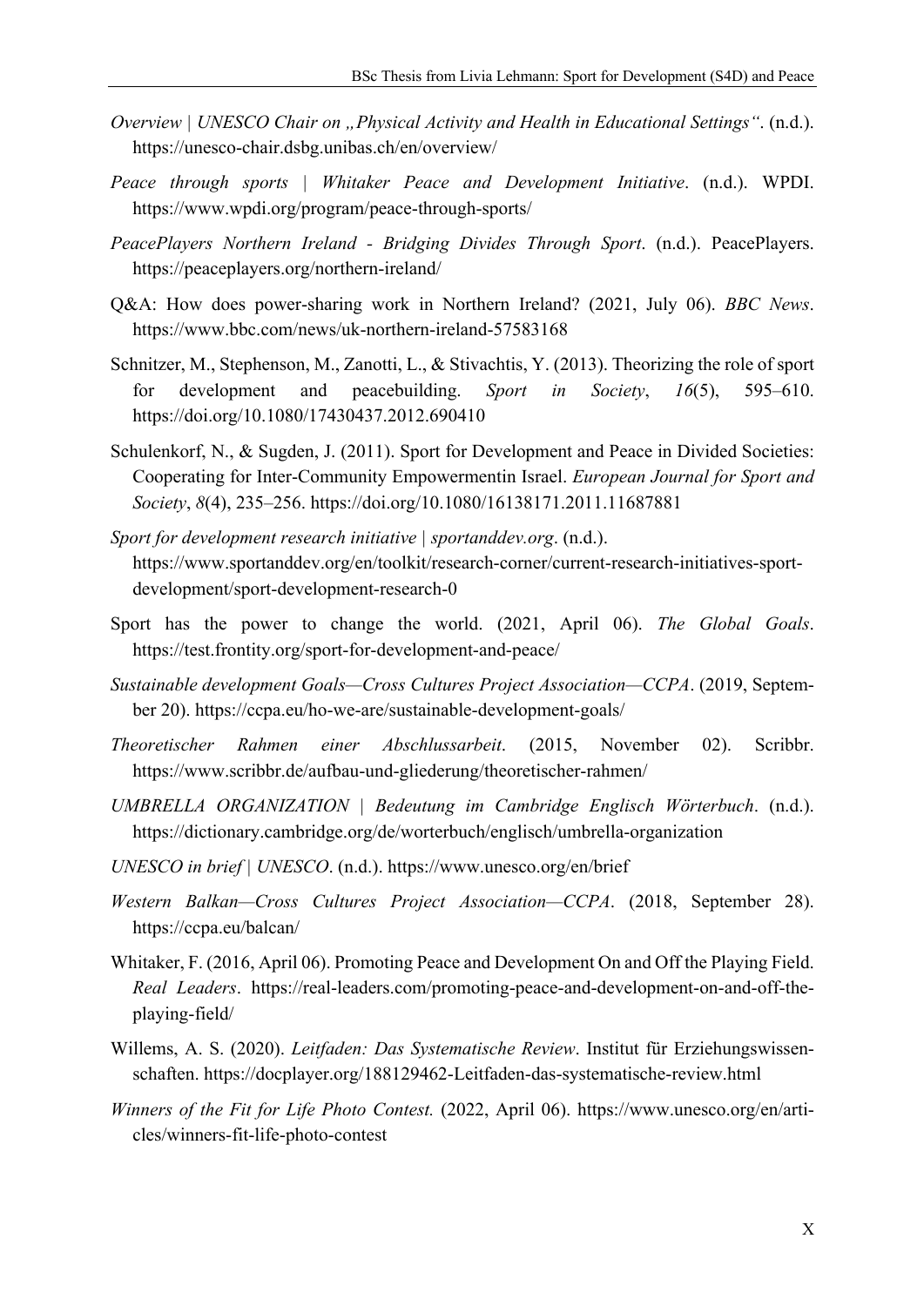*Overview | UNESCO Chair on „Physical Activity and Health in Educational Settings“*. (n.d.). https://unesco-chair.dsbg.unibas.ch/en/overview/

*Peace through sports | Whitaker Peace and Development Initiative*. (n.d.). WPDI. https://www.wpdi.org/program/peace-through-sports/

*PeacePlayers Northern Ireland - Bridging Divides Through Sport*. (n.d.). PeacePlayers. https://peaceplayers.org/northern-ireland/

Q&A: How does power-sharing work in Northern Ireland? (2021, July 06). *BBC News*. https://www.bbc.com/news/uk-northern-ireland-57583168

Schnitzer, M., Stephenson, M., Zanotti, L., & Stivachtis, Y. (2013). Theorizing the role of sport for development and peacebuilding. *Sport in Society*, *16*(5), 595–610. https://doi.org/10.1080/17430437.2012.690410

Schulenkorf, N., & Sugden, J. (2011). Sport for Development and Peace in Divided Societies: Cooperating for Inter-Community Empowermentin Israel. *European Journal for Sport and Society*, *8*(4), 235–256. https://doi.org/10.1080/16138171.2011.11687881

*Sport for development research initiative | sportanddev.org*. (n.d.). https://www.sportanddev.org/en/toolkit/research-corner/current-research-initiatives-sport-development/sport-development-research-0

Sport has the power to change the world. (2021, April 06). *The Global Goals*. https://test.frontity.org/sport-for-development-and-peace/

*Sustainable development Goals—Cross Cultures Project Association—CCPA*. (2019, September 20). https://ccpa.eu/ho-we-are/sustainable-development-goals/

*Theoretischer Rahmen einer Abschlussarbeit*. (2015, November 02). Scribbr. https://www.scribbr.de/aufbau-und-gliederung/theoretischer-rahmen/

*UMBRELLA ORGANIZATION | Bedeutung im Cambridge Englisch Wörterbuch*. (n.d.). https://dictionary.cambridge.org/de/worterbuch/englisch/umbrella-organization

*UNESCO in brief | UNESCO*. (n.d.). https://www.unesco.org/en/brief

*Western Balkan—Cross Cultures Project Association—CCPA*. (2018, September 28). https://ccpa.eu/balcan/

Whitaker, F. (2016, April 06). Promoting Peace and Development On and Off the Playing Field. *Real Leaders*. https://real-leaders.com/promoting-peace-and-development-on-and-off-the-playing-field/

Willems, A. S. (2020). *Leitfaden: Das Systematische Review*. Institut für Erziehungswissenschaften. https://docplayer.org/188129462-Leitfaden-das-systematische-review.html

*Winners of the Fit for Life Photo Contest.* (2022, April 06). https://www.unesco.org/en/articles/winners-fit-life-photo-contest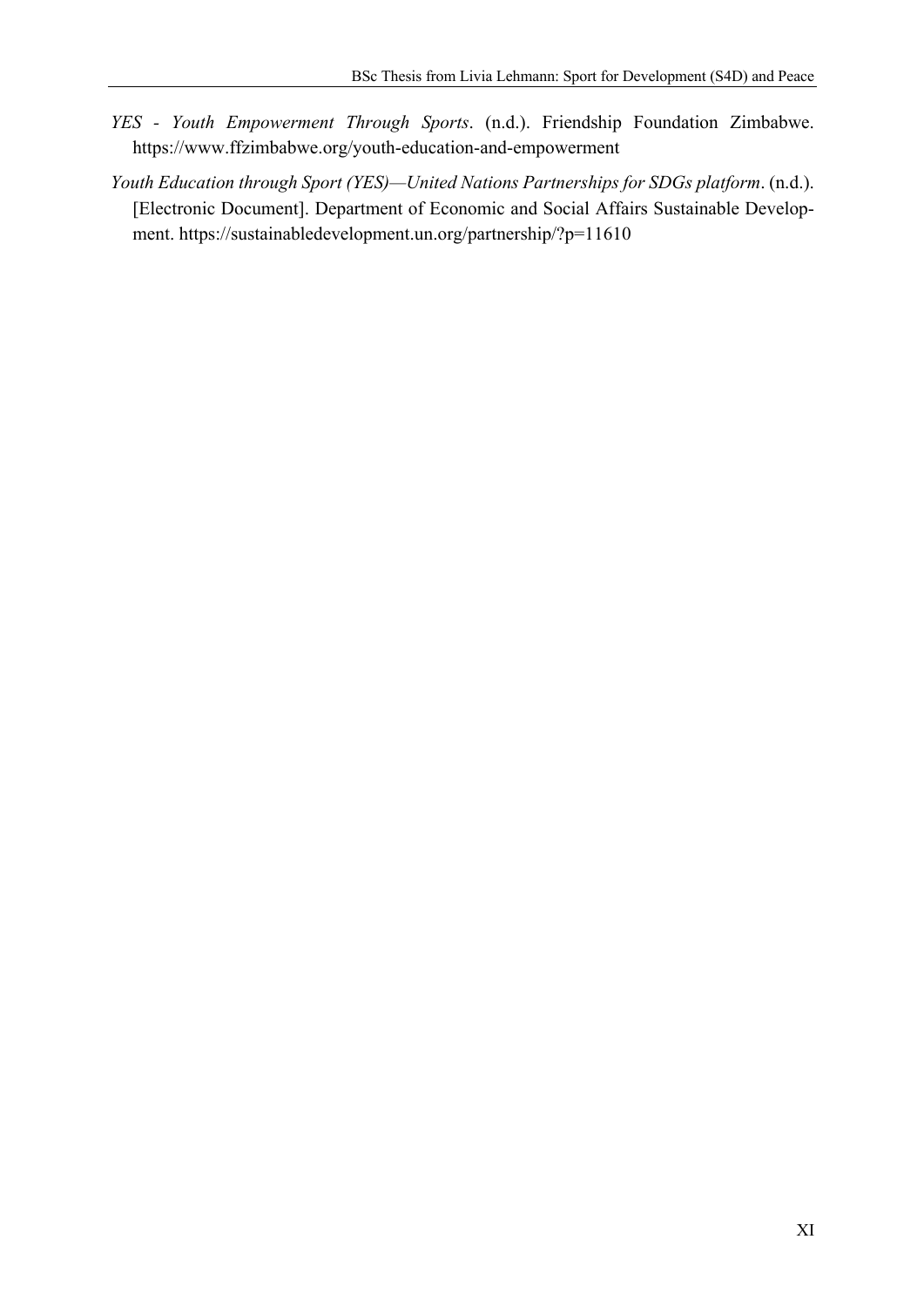*YES - Youth Empowerment Through Sports*. (n.d.). Friendship Foundation Zimbabwe. https://www.ffzimbabwe.org/youth-education-and-empowerment

*Youth Education through Sport (YES)—United Nations Partnerships for SDGs platform*. (n.d.). [Electronic Document]. Department of Economic and Social Affairs Sustainable Development. https://sustainabledevelopment.un.org/partnership/?p=11610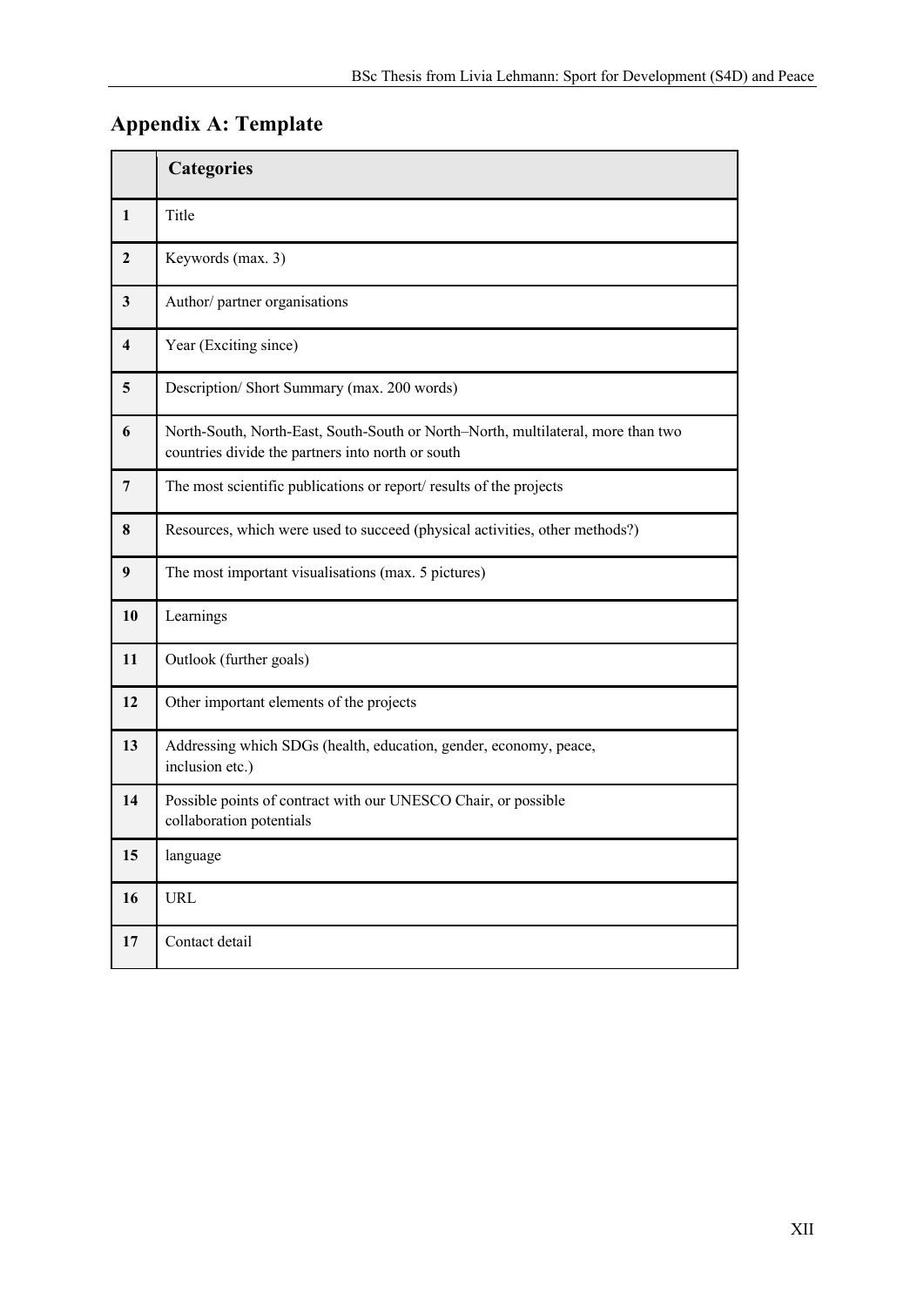## Appendix A: Template

| | Categories |
|---|---|
| 1 | Title |
| 2 | Keywords (max. 3) |
| 3 | Author/ partner organisations |
| 4 | Year (Exciting since) |
| 5 | Description/ Short Summary (max. 200 words) |
| 6 | North-South, North-East, South-South or North–North, multilateral, more than two countries divide the partners into north or south |
| 7 | The most scientific publications or report/ results of the projects |
| 8 | Resources, which were used to succeed (physical activities, other methods?) |
| 9 | The most important visualisations (max. 5 pictures) |
| 10 | Learnings |
| 11 | Outlook (further goals) |
| 12 | Other important elements of the projects |
| 13 | Addressing which SDGs (health, education, gender, economy, peace, inclusion etc.) |
| 14 | Possible points of contract with our UNESCO Chair, or possible collaboration potentials |
| 15 | language |
| 16 | URL |
| 17 | Contact detail |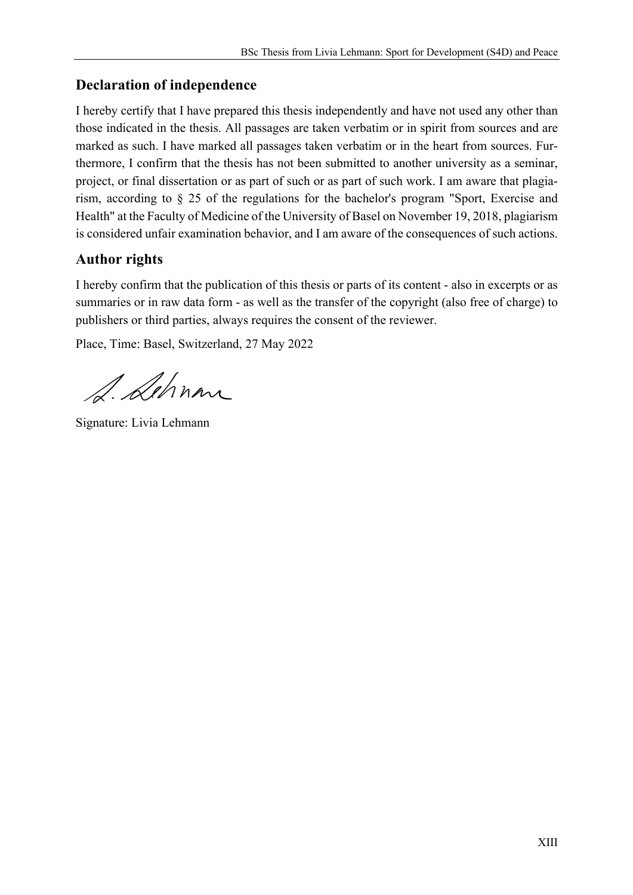## Declaration of independence

I hereby certify that I have prepared this thesis independently and have not used any other than those indicated in the thesis. All passages are taken verbatim or in spirit from sources and are marked as such. I have marked all passages taken verbatim or in the heart from sources. Furthermore, I confirm that the thesis has not been submitted to another university as a seminar, project, or final dissertation or as part of such or as part of such work. I am aware that plagiarism, according to § 25 of the regulations for the bachelor's program "Sport, Exercise and Health" at the Faculty of Medicine of the University of Basel on November 19, 2018, plagiarism is considered unfair examination behavior, and I am aware of the consequences of such actions.

## Author rights

I hereby confirm that the publication of this thesis or parts of its content - also in excerpts or as summaries or in raw data form - as well as the transfer of the copyright (also free of charge) to publishers or third parties, always requires the consent of the reviewer.

Place, Time: Basel, Switzerland, 27 May 2022

Signature: Livia Lehmann